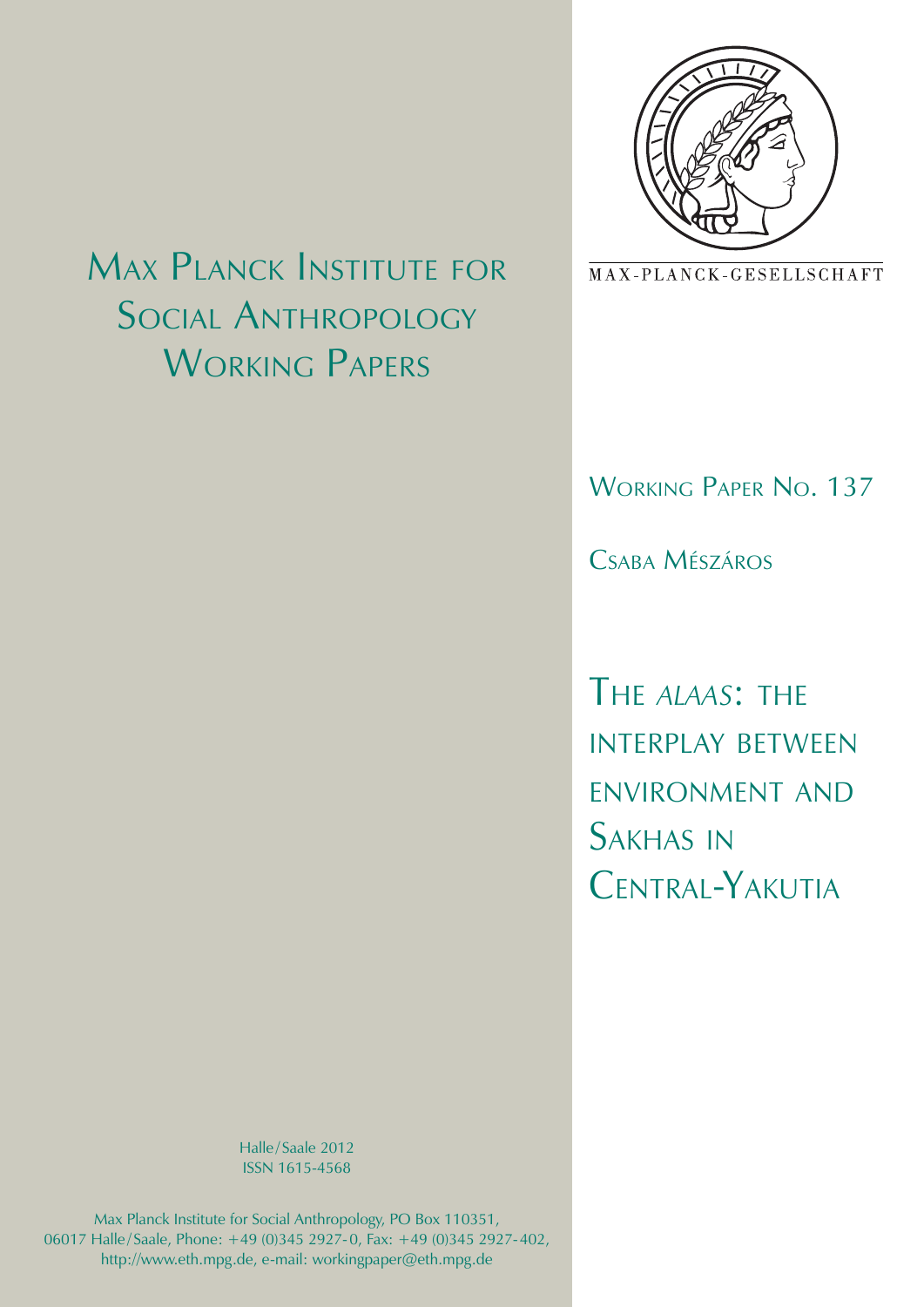# Max Planck Institute for Social Anthropology Working Papers

MAX-PLANCK-GESELLSCHAFT

Working Paper No. 137

Csaba Mészáros

# The *alaas*: the interplay between environment and Sakhas in Central-Yakutia

Halle/Saale 2012
ISSN 1615-4568

Max Planck Institute for Social Anthropology, PO Box 110351, 06017 Halle/Saale, Phone: +49 (0)345 2927-0, Fax: +49 (0)345 2927-402, http://www.eth.mpg.de, e-mail: workingpaper@eth.mpg.de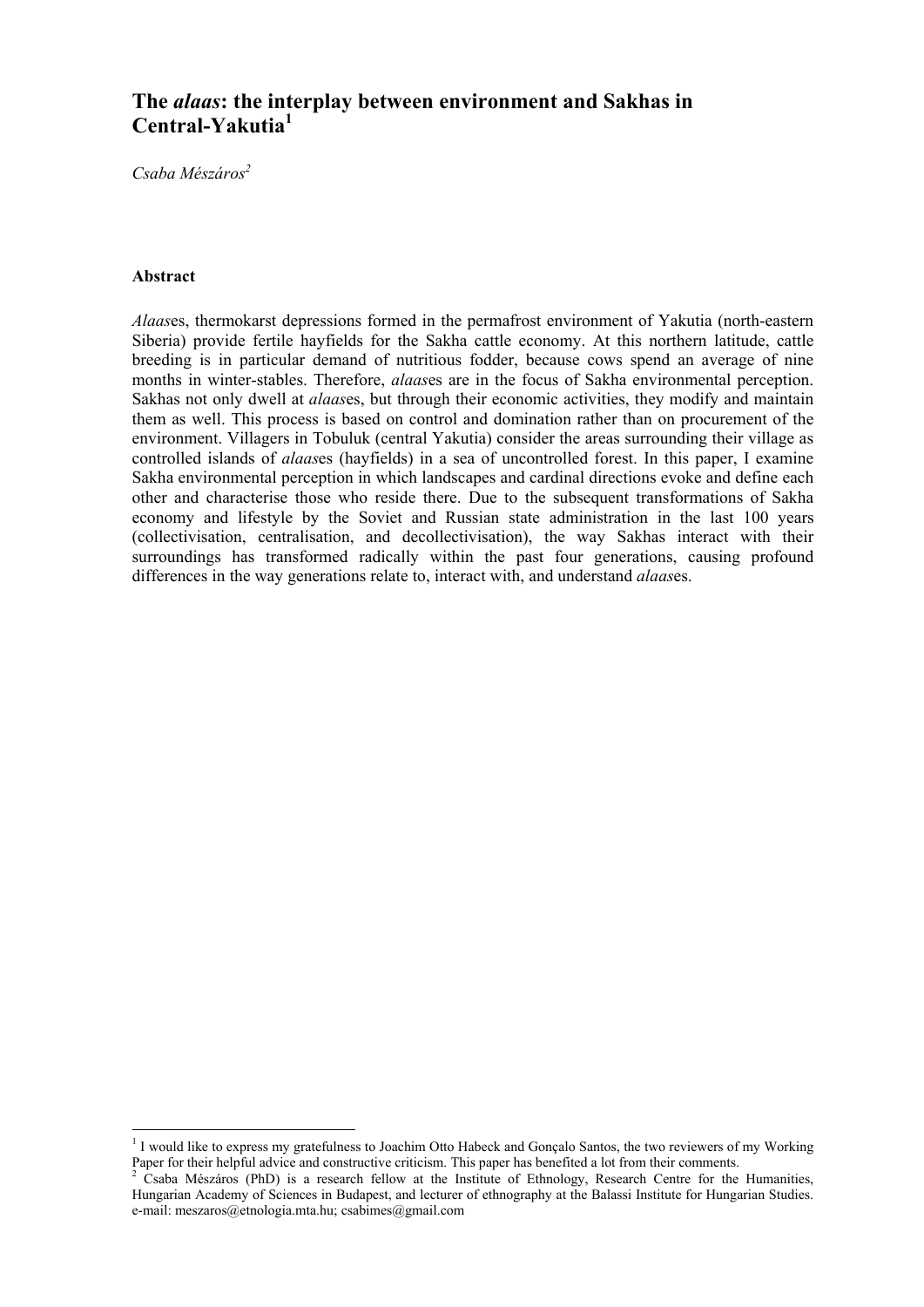# The *alaas*: the interplay between environment and Sakhas in Central-Yakutia[1]

*Csaba Mészáros[2]*

### Abstract

*Alaas*es, thermokarst depressions formed in the permafrost environment of Yakutia (north-eastern Siberia) provide fertile hayfields for the Sakha cattle economy. At this northern latitude, cattle breeding is in particular demand of nutritious fodder, because cows spend an average of nine months in winter-stables. Therefore, *alaas*es are in the focus of Sakha environmental perception. Sakhas not only dwell at *alaas*es, but through their economic activities, they modify and maintain them as well. This process is based on control and domination rather than on procurement of the environment. Villagers in Tobuluk (central Yakutia) consider the areas surrounding their village as controlled islands of *alaas*es (hayfields) in a sea of uncontrolled forest. In this paper, I examine Sakha environmental perception in which landscapes and cardinal directions evoke and define each other and characterise those who reside there. Due to the subsequent transformations of Sakha economy and lifestyle by the Soviet and Russian state administration in the last 100 years (collectivisation, centralisation, and decollectivisation), the way Sakhas interact with their surroundings has transformed radically within the past four generations, causing profound differences in the way generations relate to, interact with, and understand *alaas*es.

---

[1] I would like to express my gratefulness to Joachim Otto Habeck and Gonçalo Santos, the two reviewers of my Working Paper for their helpful advice and constructive criticism. This paper has benefited a lot from their comments.

[2] Csaba Mészáros (PhD) is a research fellow at the Institute of Ethnology, Research Centre for the Humanities, Hungarian Academy of Sciences in Budapest, and lecturer of ethnography at the Balassi Institute for Hungarian Studies. e-mail: meszaros@etnologia.mta.hu; csabimes@gmail.com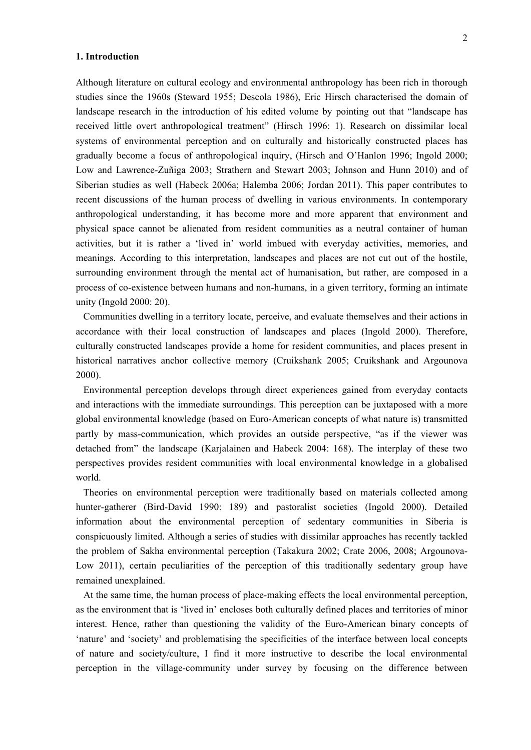## 1. Introduction

Although literature on cultural ecology and environmental anthropology has been rich in thorough studies since the 1960s (Steward 1955; Descola 1986), Eric Hirsch characterised the domain of landscape research in the introduction of his edited volume by pointing out that "landscape has received little overt anthropological treatment" (Hirsch 1996: 1). Research on dissimilar local systems of environmental perception and on culturally and historically constructed places has gradually become a focus of anthropological inquiry, (Hirsch and O'Hanlon 1996; Ingold 2000; Low and Lawrence-Zuñiga 2003; Strathern and Stewart 2003; Johnson and Hunn 2010) and of Siberian studies as well (Habeck 2006a; Halemba 2006; Jordan 2011). This paper contributes to recent discussions of the human process of dwelling in various environments. In contemporary anthropological understanding, it has become more and more apparent that environment and physical space cannot be alienated from resident communities as a neutral container of human activities, but it is rather a 'lived in' world imbued with everyday activities, memories, and meanings. According to this interpretation, landscapes and places are not cut out of the hostile, surrounding environment through the mental act of humanisation, but rather, are composed in a process of co-existence between humans and non-humans, in a given territory, forming an intimate unity (Ingold 2000: 20).

Communities dwelling in a territory locate, perceive, and evaluate themselves and their actions in accordance with their local construction of landscapes and places (Ingold 2000). Therefore, culturally constructed landscapes provide a home for resident communities, and places present in historical narratives anchor collective memory (Cruikshank 2005; Cruikshank and Argounova 2000).

Environmental perception develops through direct experiences gained from everyday contacts and interactions with the immediate surroundings. This perception can be juxtaposed with a more global environmental knowledge (based on Euro-American concepts of what nature is) transmitted partly by mass-communication, which provides an outside perspective, "as if the viewer was detached from" the landscape (Karjalainen and Habeck 2004: 168). The interplay of these two perspectives provides resident communities with local environmental knowledge in a globalised world.

Theories on environmental perception were traditionally based on materials collected among hunter-gatherer (Bird-David 1990: 189) and pastoralist societies (Ingold 2000). Detailed information about the environmental perception of sedentary communities in Siberia is conspicuously limited. Although a series of studies with dissimilar approaches has recently tackled the problem of Sakha environmental perception (Takakura 2002; Crate 2006, 2008; Argounova-Low 2011), certain peculiarities of the perception of this traditionally sedentary group have remained unexplained.

At the same time, the human process of place-making effects the local environmental perception, as the environment that is 'lived in' encloses both culturally defined places and territories of minor interest. Hence, rather than questioning the validity of the Euro-American binary concepts of 'nature' and 'society' and problematising the specificities of the interface between local concepts of nature and society/culture, I find it more instructive to describe the local environmental perception in the village-community under survey by focusing on the difference between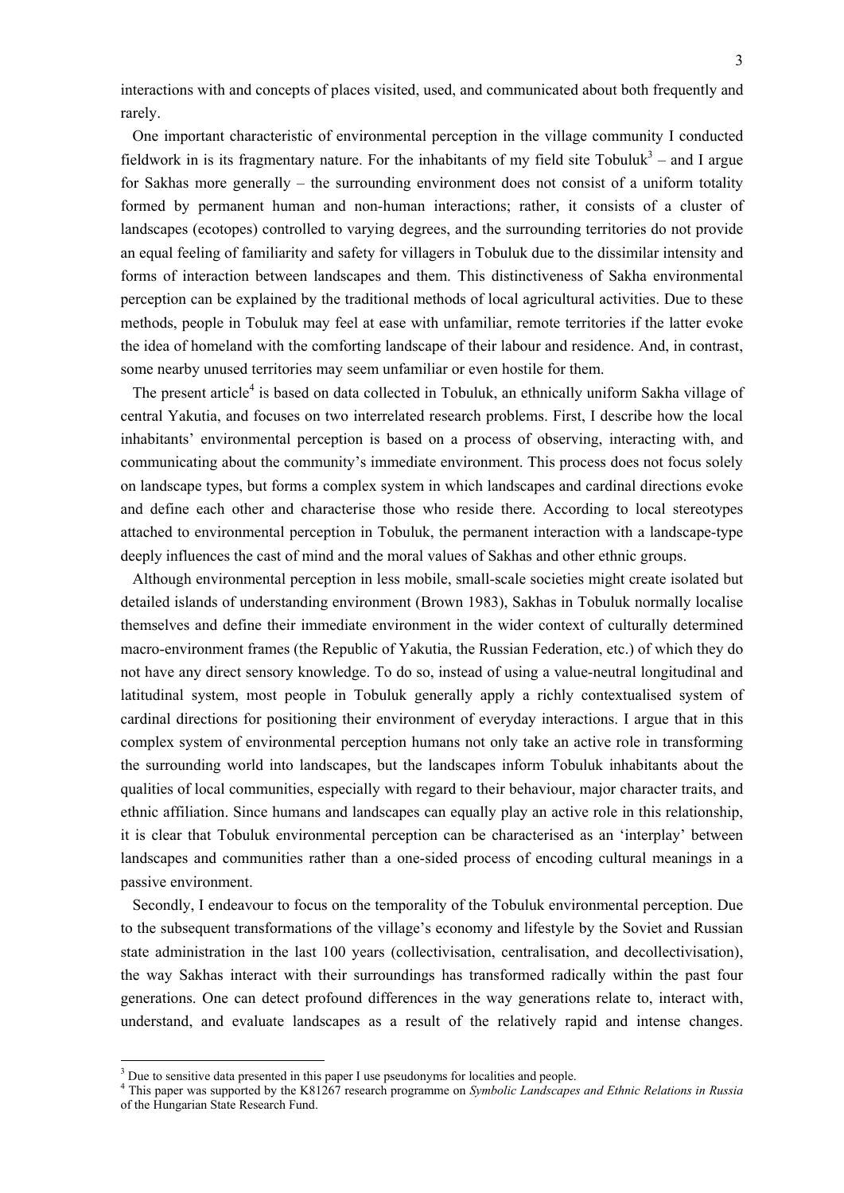interactions with and concepts of places visited, used, and communicated about both frequently and rarely.

One important characteristic of environmental perception in the village community I conducted fieldwork in is its fragmentary nature. For the inhabitants of my field site Tobuluk[3] – and I argue for Sakhas more generally – the surrounding environment does not consist of a uniform totality formed by permanent human and non-human interactions; rather, it consists of a cluster of landscapes (ecotopes) controlled to varying degrees, and the surrounding territories do not provide an equal feeling of familiarity and safety for villagers in Tobuluk due to the dissimilar intensity and forms of interaction between landscapes and them. This distinctiveness of Sakha environmental perception can be explained by the traditional methods of local agricultural activities. Due to these methods, people in Tobuluk may feel at ease with unfamiliar, remote territories if the latter evoke the idea of homeland with the comforting landscape of their labour and residence. And, in contrast, some nearby unused territories may seem unfamiliar or even hostile for them.

The present article[4] is based on data collected in Tobuluk, an ethnically uniform Sakha village of central Yakutia, and focuses on two interrelated research problems. First, I describe how the local inhabitants' environmental perception is based on a process of observing, interacting with, and communicating about the community's immediate environment. This process does not focus solely on landscape types, but forms a complex system in which landscapes and cardinal directions evoke and define each other and characterise those who reside there. According to local stereotypes attached to environmental perception in Tobuluk, the permanent interaction with a landscape-type deeply influences the cast of mind and the moral values of Sakhas and other ethnic groups.

Although environmental perception in less mobile, small-scale societies might create isolated but detailed islands of understanding environment (Brown 1983), Sakhas in Tobuluk normally localise themselves and define their immediate environment in the wider context of culturally determined macro-environment frames (the Republic of Yakutia, the Russian Federation, etc.) of which they do not have any direct sensory knowledge. To do so, instead of using a value-neutral longitudinal and latitudinal system, most people in Tobuluk generally apply a richly contextualised system of cardinal directions for positioning their environment of everyday interactions. I argue that in this complex system of environmental perception humans not only take an active role in transforming the surrounding world into landscapes, but the landscapes inform Tobuluk inhabitants about the qualities of local communities, especially with regard to their behaviour, major character traits, and ethnic affiliation. Since humans and landscapes can equally play an active role in this relationship, it is clear that Tobuluk environmental perception can be characterised as an 'interplay' between landscapes and communities rather than a one-sided process of encoding cultural meanings in a passive environment.

Secondly, I endeavour to focus on the temporality of the Tobuluk environmental perception. Due to the subsequent transformations of the village's economy and lifestyle by the Soviet and Russian state administration in the last 100 years (collectivisation, centralisation, and decollectivisation), the way Sakhas interact with their surroundings has transformed radically within the past four generations. One can detect profound differences in the way generations relate to, interact with, understand, and evaluate landscapes as a result of the relatively rapid and intense changes.

[3] Due to sensitive data presented in this paper I use pseudonyms for localities and people.

[4] This paper was supported by the K81267 research programme on *Symbolic Landscapes and Ethnic Relations in Russia* of the Hungarian State Research Fund.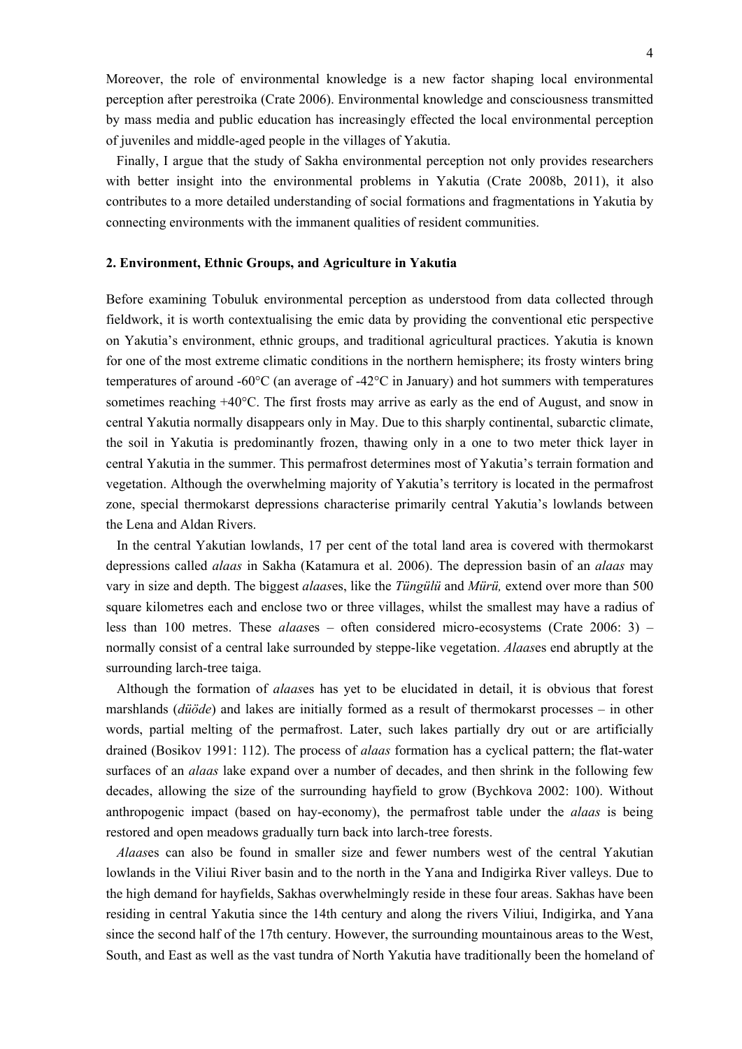Moreover, the role of environmental knowledge is a new factor shaping local environmental perception after perestroika (Crate 2006). Environmental knowledge and consciousness transmitted by mass media and public education has increasingly effected the local environmental perception of juveniles and middle-aged people in the villages of Yakutia.

Finally, I argue that the study of Sakha environmental perception not only provides researchers with better insight into the environmental problems in Yakutia (Crate 2008b, 2011), it also contributes to a more detailed understanding of social formations and fragmentations in Yakutia by connecting environments with the immanent qualities of resident communities.

## 2. Environment, Ethnic Groups, and Agriculture in Yakutia

Before examining Tobuluk environmental perception as understood from data collected through fieldwork, it is worth contextualising the emic data by providing the conventional etic perspective on Yakutia's environment, ethnic groups, and traditional agricultural practices. Yakutia is known for one of the most extreme climatic conditions in the northern hemisphere; its frosty winters bring temperatures of around -60°C (an average of -42°C in January) and hot summers with temperatures sometimes reaching +40°C. The first frosts may arrive as early as the end of August, and snow in central Yakutia normally disappears only in May. Due to this sharply continental, subarctic climate, the soil in Yakutia is predominantly frozen, thawing only in a one to two meter thick layer in central Yakutia in the summer. This permafrost determines most of Yakutia's terrain formation and vegetation. Although the overwhelming majority of Yakutia's territory is located in the permafrost zone, special thermokarst depressions characterise primarily central Yakutia's lowlands between the Lena and Aldan Rivers.

In the central Yakutian lowlands, 17 per cent of the total land area is covered with thermokarst depressions called *alaas* in Sakha (Katamura et al. 2006). The depression basin of an *alaas* may vary in size and depth. The biggest *alaas*es, like the *Tüngülü* and *Mürü,* extend over more than 500 square kilometres each and enclose two or three villages, whilst the smallest may have a radius of less than 100 metres. These *alaas*es – often considered micro-ecosystems (Crate 2006: 3) – normally consist of a central lake surrounded by steppe-like vegetation. *Alaas*es end abruptly at the surrounding larch-tree taiga.

Although the formation of *alaas*es has yet to be elucidated in detail, it is obvious that forest marshlands (*düöde*) and lakes are initially formed as a result of thermokarst processes – in other words, partial melting of the permafrost. Later, such lakes partially dry out or are artificially drained (Bosikov 1991: 112). The process of *alaas* formation has a cyclical pattern; the flat-water surfaces of an *alaas* lake expand over a number of decades, and then shrink in the following few decades, allowing the size of the surrounding hayfield to grow (Bychkova 2002: 100). Without anthropogenic impact (based on hay-economy), the permafrost table under the *alaas* is being restored and open meadows gradually turn back into larch-tree forests.

*Alaas*es can also be found in smaller size and fewer numbers west of the central Yakutian lowlands in the Viliui River basin and to the north in the Yana and Indigirka River valleys. Due to the high demand for hayfields, Sakhas overwhelmingly reside in these four areas. Sakhas have been residing in central Yakutia since the 14th century and along the rivers Viliui, Indigirka, and Yana since the second half of the 17th century. However, the surrounding mountainous areas to the West, South, and East as well as the vast tundra of North Yakutia have traditionally been the homeland of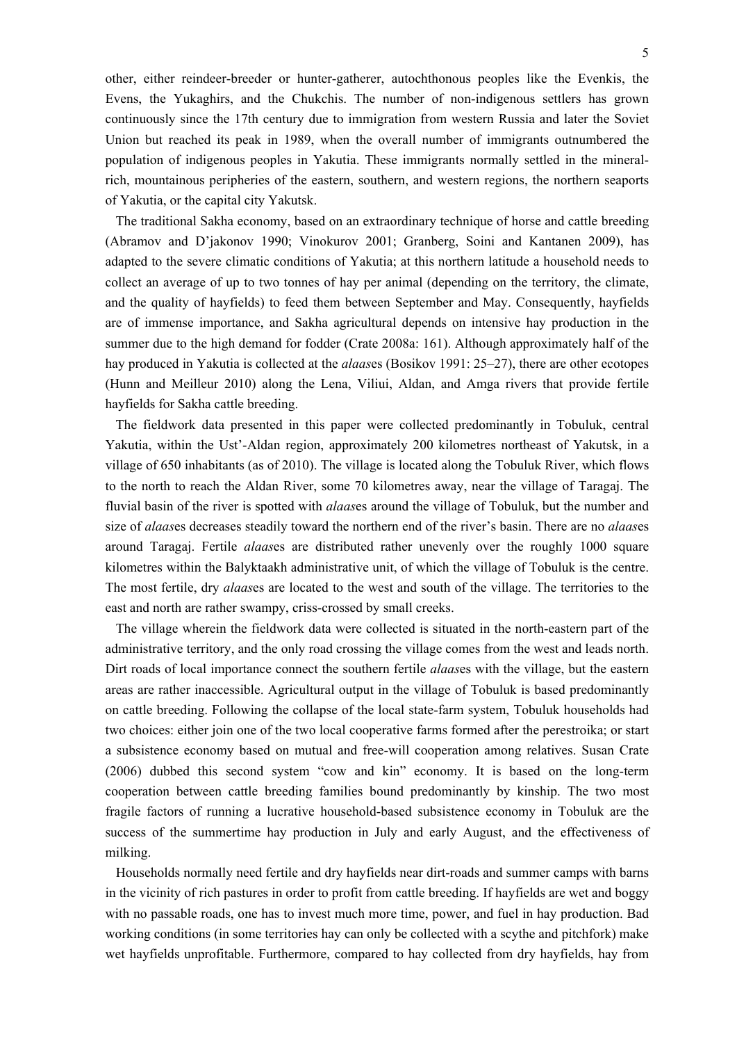other, either reindeer-breeder or hunter-gatherer, autochthonous peoples like the Evenkis, the Evens, the Yukaghirs, and the Chukchis. The number of non-indigenous settlers has grown continuously since the 17th century due to immigration from western Russia and later the Soviet Union but reached its peak in 1989, when the overall number of immigrants outnumbered the population of indigenous peoples in Yakutia. These immigrants normally settled in the mineral-rich, mountainous peripheries of the eastern, southern, and western regions, the northern seaports of Yakutia, or the capital city Yakutsk.

The traditional Sakha economy, based on an extraordinary technique of horse and cattle breeding (Abramov and D'jakonov 1990; Vinokurov 2001; Granberg, Soini and Kantanen 2009), has adapted to the severe climatic conditions of Yakutia; at this northern latitude a household needs to collect an average of up to two tonnes of hay per animal (depending on the territory, the climate, and the quality of hayfields) to feed them between September and May. Consequently, hayfields are of immense importance, and Sakha agricultural depends on intensive hay production in the summer due to the high demand for fodder (Crate 2008a: 161). Although approximately half of the hay produced in Yakutia is collected at the *alaas*es (Bosikov 1991: 25–27), there are other ecotopes (Hunn and Meilleur 2010) along the Lena, Viliui, Aldan, and Amga rivers that provide fertile hayfields for Sakha cattle breeding.

The fieldwork data presented in this paper were collected predominantly in Tobuluk, central Yakutia, within the Ust'-Aldan region, approximately 200 kilometres northeast of Yakutsk, in a village of 650 inhabitants (as of 2010). The village is located along the Tobuluk River, which flows to the north to reach the Aldan River, some 70 kilometres away, near the village of Taragaj. The fluvial basin of the river is spotted with *alaas*es around the village of Tobuluk, but the number and size of *alaas*es decreases steadily toward the northern end of the river's basin. There are no *alaas*es around Taragaj. Fertile *alaas*es are distributed rather unevenly over the roughly 1000 square kilometres within the Balyktaakh administrative unit, of which the village of Tobuluk is the centre. The most fertile, dry *alaas*es are located to the west and south of the village. The territories to the east and north are rather swampy, criss-crossed by small creeks.

The village wherein the fieldwork data were collected is situated in the north-eastern part of the administrative territory, and the only road crossing the village comes from the west and leads north. Dirt roads of local importance connect the southern fertile *alaas*es with the village, but the eastern areas are rather inaccessible. Agricultural output in the village of Tobuluk is based predominantly on cattle breeding. Following the collapse of the local state-farm system, Tobuluk households had two choices: either join one of the two local cooperative farms formed after the perestroika; or start a subsistence economy based on mutual and free-will cooperation among relatives. Susan Crate (2006) dubbed this second system "cow and kin" economy. It is based on the long-term cooperation between cattle breeding families bound predominantly by kinship. The two most fragile factors of running a lucrative household-based subsistence economy in Tobuluk are the success of the summertime hay production in July and early August, and the effectiveness of milking.

Households normally need fertile and dry hayfields near dirt-roads and summer camps with barns in the vicinity of rich pastures in order to profit from cattle breeding. If hayfields are wet and boggy with no passable roads, one has to invest much more time, power, and fuel in hay production. Bad working conditions (in some territories hay can only be collected with a scythe and pitchfork) make wet hayfields unprofitable. Furthermore, compared to hay collected from dry hayfields, hay from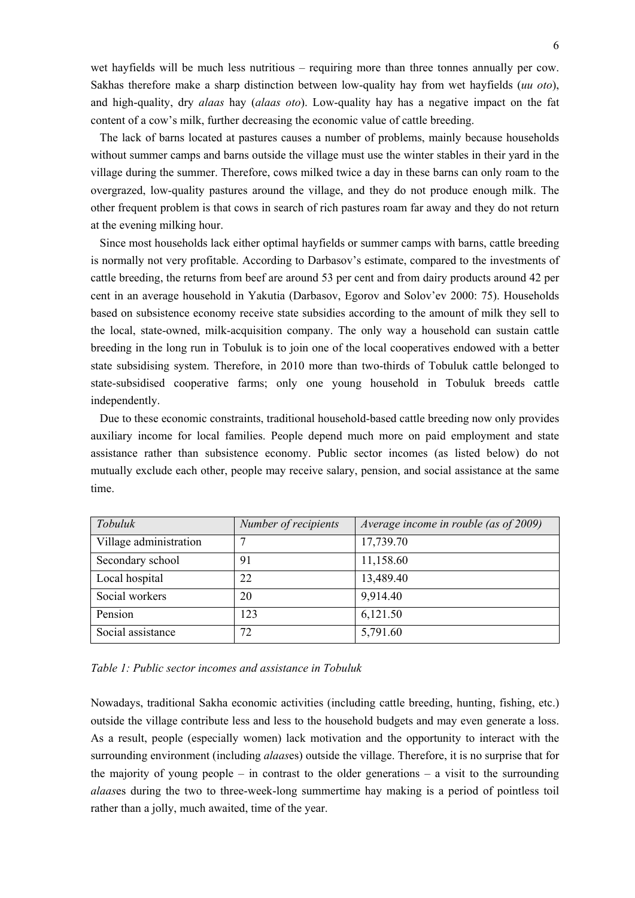wet hayfields will be much less nutritious – requiring more than three tonnes annually per cow. Sakhas therefore make a sharp distinction between low-quality hay from wet hayfields (*uu oto*), and high-quality, dry *alaas* hay (*alaas oto*). Low-quality hay has a negative impact on the fat content of a cow's milk, further decreasing the economic value of cattle breeding.

The lack of barns located at pastures causes a number of problems, mainly because households without summer camps and barns outside the village must use the winter stables in their yard in the village during the summer. Therefore, cows milked twice a day in these barns can only roam to the overgrazed, low-quality pastures around the village, and they do not produce enough milk. The other frequent problem is that cows in search of rich pastures roam far away and they do not return at the evening milking hour.

Since most households lack either optimal hayfields or summer camps with barns, cattle breeding is normally not very profitable. According to Darbasov's estimate, compared to the investments of cattle breeding, the returns from beef are around 53 per cent and from dairy products around 42 per cent in an average household in Yakutia (Darbasov, Egorov and Solov'ev 2000: 75). Households based on subsistence economy receive state subsidies according to the amount of milk they sell to the local, state-owned, milk-acquisition company. The only way a household can sustain cattle breeding in the long run in Tobuluk is to join one of the local cooperatives endowed with a better state subsidising system. Therefore, in 2010 more than two-thirds of Tobuluk cattle belonged to state-subsidised cooperative farms; only one young household in Tobuluk breeds cattle independently.

Due to these economic constraints, traditional household-based cattle breeding now only provides auxiliary income for local families. People depend much more on paid employment and state assistance rather than subsistence economy. Public sector incomes (as listed below) do not mutually exclude each other, people may receive salary, pension, and social assistance at the same time.

| *Tobuluk* | *Number of recipients* | *Average income in rouble (as of 2009)* |
|---|---|---|
| Village administration | 7 | 17,739.70 |
| Secondary school | 91 | 11,158.60 |
| Local hospital | 22 | 13,489.40 |
| Social workers | 20 | 9,914.40 |
| Pension | 123 | 6,121.50 |
| Social assistance | 72 | 5,791.60 |

*Table 1: Public sector incomes and assistance in Tobuluk*

Nowadays, traditional Sakha economic activities (including cattle breeding, hunting, fishing, etc.) outside the village contribute less and less to the household budgets and may even generate a loss. As a result, people (especially women) lack motivation and the opportunity to interact with the surrounding environment (including *alaas*es) outside the village. Therefore, it is no surprise that for the majority of young people – in contrast to the older generations – a visit to the surrounding *alaas*es during the two to three-week-long summertime hay making is a period of pointless toil rather than a jolly, much awaited, time of the year.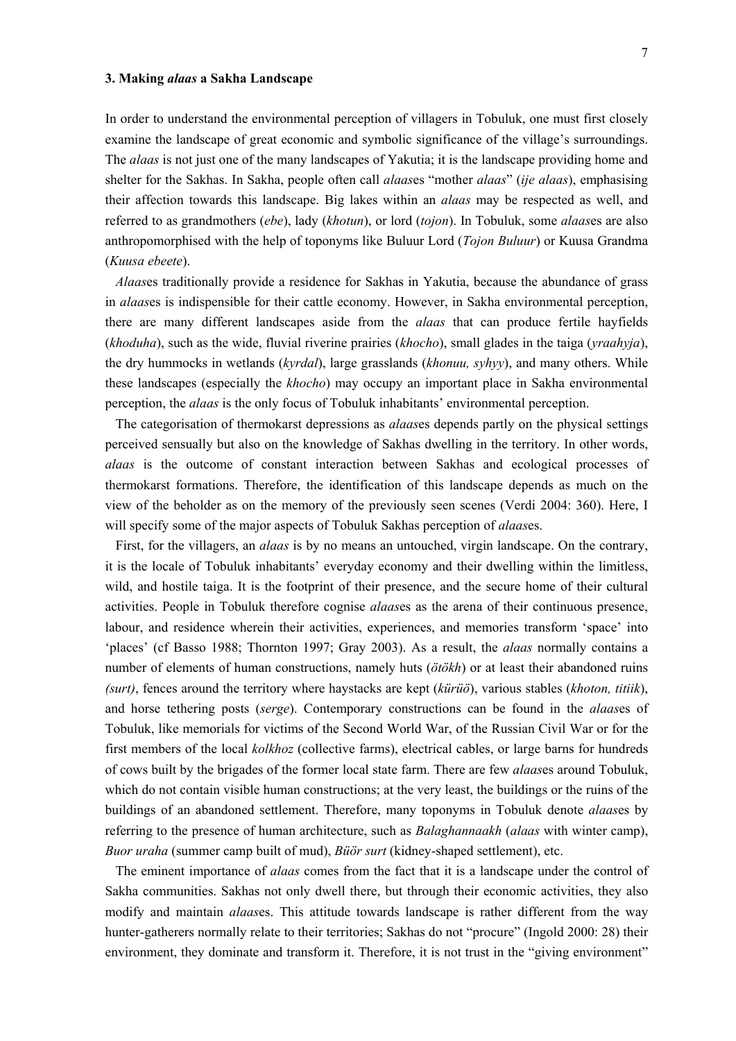### 3. Making *alaas* a Sakha Landscape

In order to understand the environmental perception of villagers in Tobuluk, one must first closely examine the landscape of great economic and symbolic significance of the village's surroundings. The *alaas* is not just one of the many landscapes of Yakutia; it is the landscape providing home and shelter for the Sakhas. In Sakha, people often call *alaas*es "mother *alaas*" (*ije alaas*), emphasising their affection towards this landscape. Big lakes within an *alaas* may be respected as well, and referred to as grandmothers (*ebe*), lady (*khotun*), or lord (*tojon*). In Tobuluk, some *alaas*es are also anthropomorphised with the help of toponyms like Buluur Lord (*Tojon Buluur*) or Kuusa Grandma (*Kuusa ebeete*).

*Alaas*es traditionally provide a residence for Sakhas in Yakutia, because the abundance of grass in *alaas*es is indispensible for their cattle economy. However, in Sakha environmental perception, there are many different landscapes aside from the *alaas* that can produce fertile hayfields (*khoduha*), such as the wide, fluvial riverine prairies (*khocho*), small glades in the taiga (*yraahyja*), the dry hummocks in wetlands (*kyrdal*), large grasslands (*khonuu, syhyy*), and many others. While these landscapes (especially the *khocho*) may occupy an important place in Sakha environmental perception, the *alaas* is the only focus of Tobuluk inhabitants' environmental perception.

The categorisation of thermokarst depressions as *alaas*es depends partly on the physical settings perceived sensually but also on the knowledge of Sakhas dwelling in the territory. In other words, *alaas* is the outcome of constant interaction between Sakhas and ecological processes of thermokarst formations. Therefore, the identification of this landscape depends as much on the view of the beholder as on the memory of the previously seen scenes (Verdi 2004: 360). Here, I will specify some of the major aspects of Tobuluk Sakhas perception of *alaas*es.

First, for the villagers, an *alaas* is by no means an untouched, virgin landscape. On the contrary, it is the locale of Tobuluk inhabitants' everyday economy and their dwelling within the limitless, wild, and hostile taiga. It is the footprint of their presence, and the secure home of their cultural activities. People in Tobuluk therefore cognise *alaas*es as the arena of their continuous presence, labour, and residence wherein their activities, experiences, and memories transform 'space' into 'places' (cf Basso 1988; Thornton 1997; Gray 2003). As a result, the *alaas* normally contains a number of elements of human constructions, namely huts (*ötökh*) or at least their abandoned ruins *(surt)*, fences around the territory where haystacks are kept (*kürüö*), various stables (*khoton, titiik*), and horse tethering posts (*serge*). Contemporary constructions can be found in the *alaas*es of Tobuluk, like memorials for victims of the Second World War, of the Russian Civil War or for the first members of the local *kolkhoz* (collective farms), electrical cables, or large barns for hundreds of cows built by the brigades of the former local state farm. There are few *alaas*es around Tobuluk, which do not contain visible human constructions; at the very least, the buildings or the ruins of the buildings of an abandoned settlement. Therefore, many toponyms in Tobuluk denote *alaas*es by referring to the presence of human architecture, such as *Balaghannaakh* (*alaas* with winter camp), *Buor uraha* (summer camp built of mud), *Büör surt* (kidney-shaped settlement), etc.

The eminent importance of *alaas* comes from the fact that it is a landscape under the control of Sakha communities. Sakhas not only dwell there, but through their economic activities, they also modify and maintain *alaas*es. This attitude towards landscape is rather different from the way hunter-gatherers normally relate to their territories; Sakhas do not "procure" (Ingold 2000: 28) their environment, they dominate and transform it. Therefore, it is not trust in the "giving environment"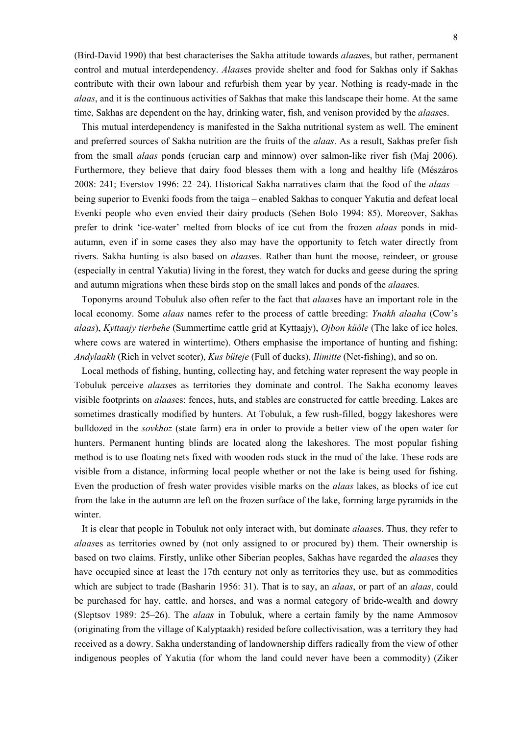(Bird-David 1990) that best characterises the Sakha attitude towards *alaas*es, but rather, permanent control and mutual interdependency. *Alaas*es provide shelter and food for Sakhas only if Sakhas contribute with their own labour and refurbish them year by year. Nothing is ready-made in the *alaas*, and it is the continuous activities of Sakhas that make this landscape their home. At the same time, Sakhas are dependent on the hay, drinking water, fish, and venison provided by the *alaas*es.

This mutual interdependency is manifested in the Sakha nutritional system as well. The eminent and preferred sources of Sakha nutrition are the fruits of the *alaas*. As a result, Sakhas prefer fish from the small *alaas* ponds (crucian carp and minnow) over salmon-like river fish (Maj 2006). Furthermore, they believe that dairy food blesses them with a long and healthy life (Mészáros 2008: 241; Everstov 1996: 22–24). Historical Sakha narratives claim that the food of the *alaas* – being superior to Evenki foods from the taiga – enabled Sakhas to conquer Yakutia and defeat local Evenki people who even envied their dairy products (Sehen Bolo 1994: 85). Moreover, Sakhas prefer to drink 'ice-water' melted from blocks of ice cut from the frozen *alaas* ponds in mid-autumn, even if in some cases they also may have the opportunity to fetch water directly from rivers. Sakha hunting is also based on *alaas*es. Rather than hunt the moose, reindeer, or grouse (especially in central Yakutia) living in the forest, they watch for ducks and geese during the spring and autumn migrations when these birds stop on the small lakes and ponds of the *alaas*es.

Toponyms around Tobuluk also often refer to the fact that *alaas*es have an important role in the local economy. Some *alaas* names refer to the process of cattle breeding: *Ynakh alaaha* (Cow's *alaas*), *Kyttaajy tierbehe* (Summertime cattle grid at Kyttaajy), *Ojbon küöle* (The lake of ice holes, where cows are watered in wintertime). Others emphasise the importance of hunting and fishing: *Andylaakh* (Rich in velvet scoter), *Kus büteje* (Full of ducks), *Ilimitte* (Net-fishing), and so on.

Local methods of fishing, hunting, collecting hay, and fetching water represent the way people in Tobuluk perceive *alaas*es as territories they dominate and control. The Sakha economy leaves visible footprints on *alaas*es: fences, huts, and stables are constructed for cattle breeding. Lakes are sometimes drastically modified by hunters. At Tobuluk, a few rush-filled, boggy lakeshores were bulldozed in the *sovkhoz* (state farm) era in order to provide a better view of the open water for hunters. Permanent hunting blinds are located along the lakeshores. The most popular fishing method is to use floating nets fixed with wooden rods stuck in the mud of the lake. These rods are visible from a distance, informing local people whether or not the lake is being used for fishing. Even the production of fresh water provides visible marks on the *alaas* lakes, as blocks of ice cut from the lake in the autumn are left on the frozen surface of the lake, forming large pyramids in the winter.

It is clear that people in Tobuluk not only interact with, but dominate *alaas*es. Thus, they refer to *alaas*es as territories owned by (not only assigned to or procured by) them. Their ownership is based on two claims. Firstly, unlike other Siberian peoples, Sakhas have regarded the *alaas*es they have occupied since at least the 17th century not only as territories they use, but as commodities which are subject to trade (Basharin 1956: 31). That is to say, an *alaas*, or part of an *alaas*, could be purchased for hay, cattle, and horses, and was a normal category of bride-wealth and dowry (Sleptsov 1989: 25–26). The *alaas* in Tobuluk, where a certain family by the name Ammosov (originating from the village of Kalyptaakh) resided before collectivisation, was a territory they had received as a dowry. Sakha understanding of landownership differs radically from the view of other indigenous peoples of Yakutia (for whom the land could never have been a commodity) (Ziker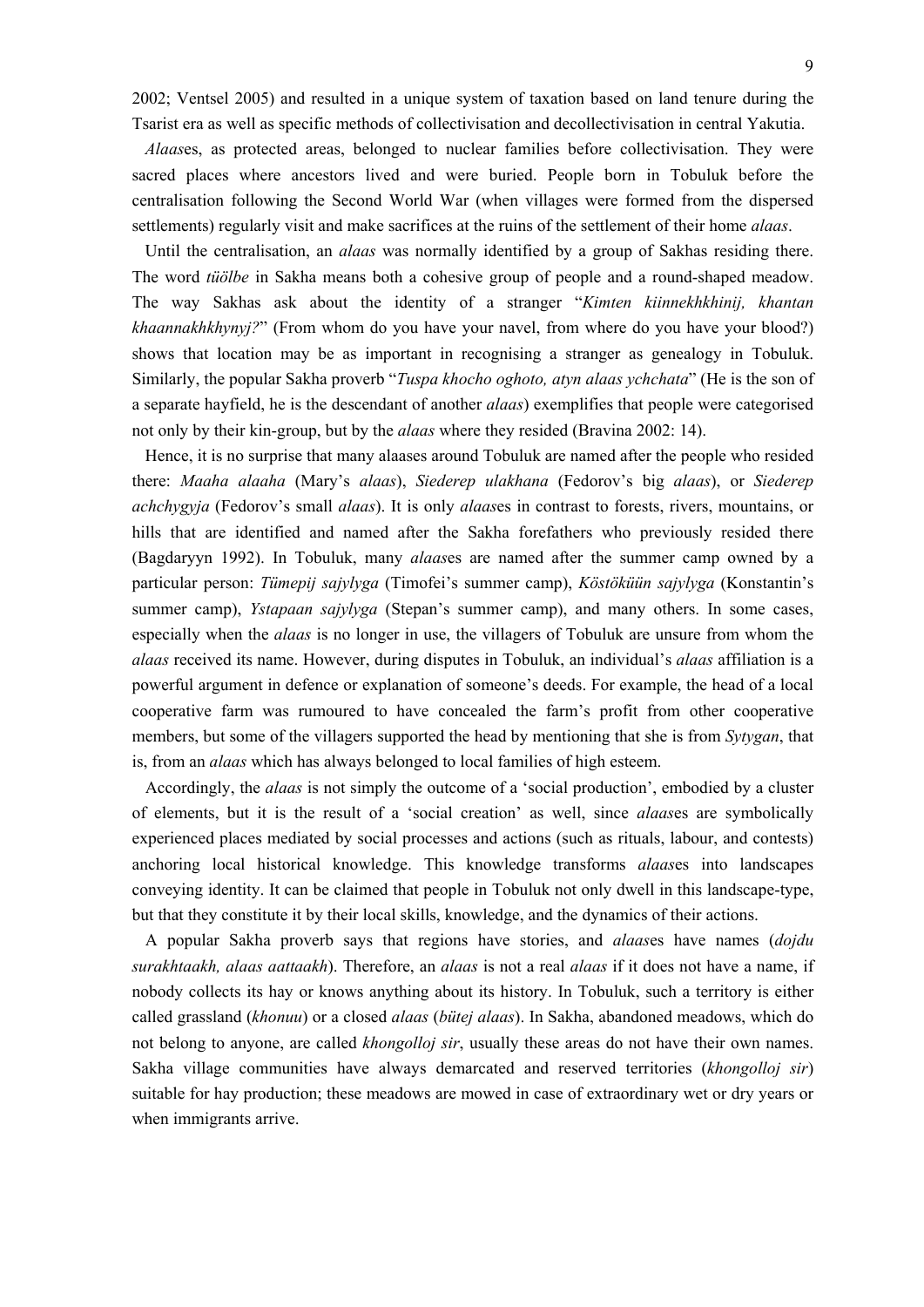2002; Ventsel 2005) and resulted in a unique system of taxation based on land tenure during the Tsarist era as well as specific methods of collectivisation and decollectivisation in central Yakutia.

*Alaas*es, as protected areas, belonged to nuclear families before collectivisation. They were sacred places where ancestors lived and were buried. People born in Tobuluk before the centralisation following the Second World War (when villages were formed from the dispersed settlements) regularly visit and make sacrifices at the ruins of the settlement of their home *alaas*.

Until the centralisation, an *alaas* was normally identified by a group of Sakhas residing there. The word *tüölbe* in Sakha means both a cohesive group of people and a round-shaped meadow. The way Sakhas ask about the identity of a stranger "*Kimten kiinnekhkhinij, khantan khaannakhkhynyj?*" (From whom do you have your navel, from where do you have your blood?) shows that location may be as important in recognising a stranger as genealogy in Tobuluk. Similarly, the popular Sakha proverb "*Tuspa khocho oghoto, atyn alaas ychchata*" (He is the son of a separate hayfield, he is the descendant of another *alaas*) exemplifies that people were categorised not only by their kin-group, but by the *alaas* where they resided (Bravina 2002: 14).

Hence, it is no surprise that many alaases around Tobuluk are named after the people who resided there: *Maaha alaaha* (Mary's *alaas*), *Siederep ulakhana* (Fedorov's big *alaas*), or *Siederep achchygyja* (Fedorov's small *alaas*). It is only *alaas*es in contrast to forests, rivers, mountains, or hills that are identified and named after the Sakha forefathers who previously resided there (Bagdaryyn 1992). In Tobuluk, many *alaas*es are named after the summer camp owned by a particular person: *Tümepij sajylyga* (Timofei's summer camp), *Köstöküün sajylyga* (Konstantin's summer camp), *Ystapaan sajylyga* (Stepan's summer camp), and many others. In some cases, especially when the *alaas* is no longer in use, the villagers of Tobuluk are unsure from whom the *alaas* received its name. However, during disputes in Tobuluk, an individual's *alaas* affiliation is a powerful argument in defence or explanation of someone's deeds. For example, the head of a local cooperative farm was rumoured to have concealed the farm's profit from other cooperative members, but some of the villagers supported the head by mentioning that she is from *Sytygan*, that is, from an *alaas* which has always belonged to local families of high esteem.

Accordingly, the *alaas* is not simply the outcome of a 'social production', embodied by a cluster of elements, but it is the result of a 'social creation' as well, since *alaas*es are symbolically experienced places mediated by social processes and actions (such as rituals, labour, and contests) anchoring local historical knowledge. This knowledge transforms *alaas*es into landscapes conveying identity. It can be claimed that people in Tobuluk not only dwell in this landscape-type, but that they constitute it by their local skills, knowledge, and the dynamics of their actions.

A popular Sakha proverb says that regions have stories, and *alaas*es have names (*dojdu surakhtaakh, alaas aattaakh*). Therefore, an *alaas* is not a real *alaas* if it does not have a name, if nobody collects its hay or knows anything about its history. In Tobuluk, such a territory is either called grassland (*khonuu*) or a closed *alaas* (*bütej alaas*). In Sakha, abandoned meadows, which do not belong to anyone, are called *khongolloj sir*, usually these areas do not have their own names. Sakha village communities have always demarcated and reserved territories (*khongolloj sir*) suitable for hay production; these meadows are mowed in case of extraordinary wet or dry years or when immigrants arrive.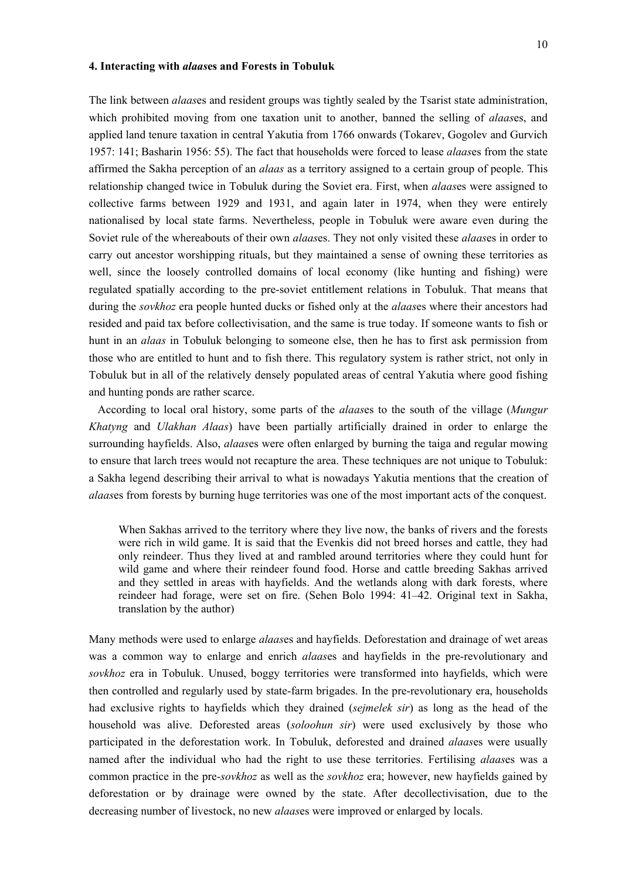### 4. Interacting with *alaas*es and Forests in Tobuluk

The link between *alaas*es and resident groups was tightly sealed by the Tsarist state administration, which prohibited moving from one taxation unit to another, banned the selling of *alaas*es, and applied land tenure taxation in central Yakutia from 1766 onwards (Tokarev, Gogolev and Gurvich 1957: 141; Basharin 1956: 55). The fact that households were forced to lease *alaas*es from the state affirmed the Sakha perception of an *alaas* as a territory assigned to a certain group of people. This relationship changed twice in Tobuluk during the Soviet era. First, when *alaas*es were assigned to collective farms between 1929 and 1931, and again later in 1974, when they were entirely nationalised by local state farms. Nevertheless, people in Tobuluk were aware even during the Soviet rule of the whereabouts of their own *alaas*es. They not only visited these *alaas*es in order to carry out ancestor worshipping rituals, but they maintained a sense of owning these territories as well, since the loosely controlled domains of local economy (like hunting and fishing) were regulated spatially according to the pre-soviet entitlement relations in Tobuluk. That means that during the *sovkhoz* era people hunted ducks or fished only at the *alaas*es where their ancestors had resided and paid tax before collectivisation, and the same is true today. If someone wants to fish or hunt in an *alaas* in Tobuluk belonging to someone else, then he has to first ask permission from those who are entitled to hunt and to fish there. This regulatory system is rather strict, not only in Tobuluk but in all of the relatively densely populated areas of central Yakutia where good fishing and hunting ponds are rather scarce.

According to local oral history, some parts of the *alaas*es to the south of the village (*Mungur Khatyng* and *Ulakhan Alaas*) have been partially artificially drained in order to enlarge the surrounding hayfields. Also, *alaas*es were often enlarged by burning the taiga and regular mowing to ensure that larch trees would not recapture the area. These techniques are not unique to Tobuluk: a Sakha legend describing their arrival to what is nowadays Yakutia mentions that the creation of *alaas*es from forests by burning huge territories was one of the most important acts of the conquest.

> When Sakhas arrived to the territory where they live now, the banks of rivers and the forests were rich in wild game. It is said that the Evenkis did not breed horses and cattle, they had only reindeer. Thus they lived at and rambled around territories where they could hunt for wild game and where their reindeer found food. Horse and cattle breeding Sakhas arrived and they settled in areas with hayfields. And the wetlands along with dark forests, where reindeer had forage, were set on fire. (Sehen Bolo 1994: 41–42. Original text in Sakha, translation by the author)

Many methods were used to enlarge *alaas*es and hayfields. Deforestation and drainage of wet areas was a common way to enlarge and enrich *alaas*es and hayfields in the pre-revolutionary and *sovkhoz* era in Tobuluk. Unused, boggy territories were transformed into hayfields, which were then controlled and regularly used by state-farm brigades. In the pre-revolutionary era, households had exclusive rights to hayfields which they drained (*sejmelek sir*) as long as the head of the household was alive. Deforested areas (*soloohun sir*) were used exclusively by those who participated in the deforestation work. In Tobuluk, deforested and drained *alaas*es were usually named after the individual who had the right to use these territories. Fertilising *alaas*es was a common practice in the pre-*sovkhoz* as well as the *sovkhoz* era; however, new hayfields gained by deforestation or by drainage were owned by the state. After decollectivisation, due to the decreasing number of livestock, no new *alaas*es were improved or enlarged by locals.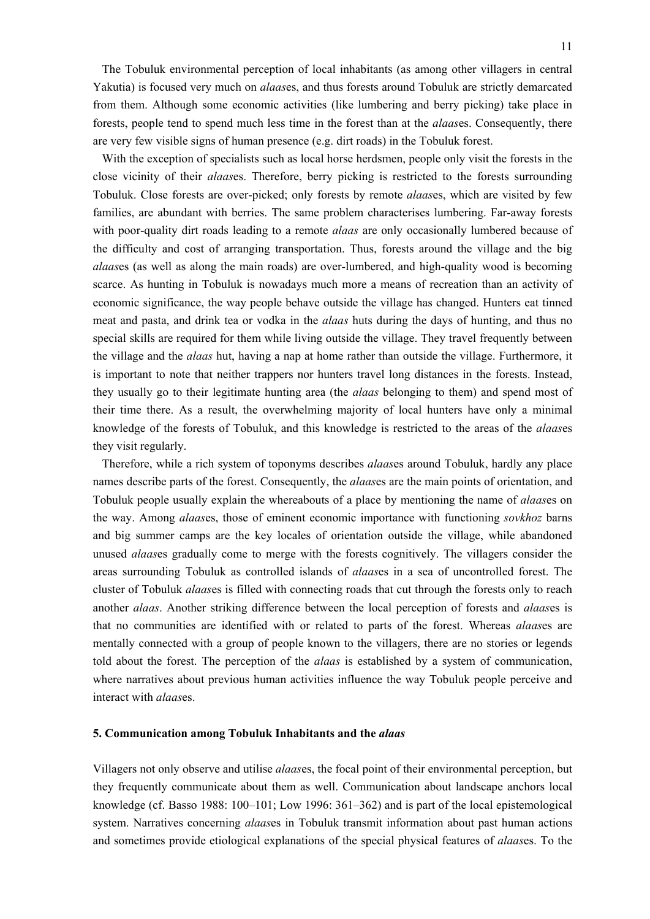The Tobuluk environmental perception of local inhabitants (as among other villagers in central Yakutia) is focused very much on *alaas*es, and thus forests around Tobuluk are strictly demarcated from them. Although some economic activities (like lumbering and berry picking) take place in forests, people tend to spend much less time in the forest than at the *alaas*es. Consequently, there are very few visible signs of human presence (e.g. dirt roads) in the Tobuluk forest.

With the exception of specialists such as local horse herdsmen, people only visit the forests in the close vicinity of their *alaas*es. Therefore, berry picking is restricted to the forests surrounding Tobuluk. Close forests are over-picked; only forests by remote *alaas*es, which are visited by few families, are abundant with berries. The same problem characterises lumbering. Far-away forests with poor-quality dirt roads leading to a remote *alaas* are only occasionally lumbered because of the difficulty and cost of arranging transportation. Thus, forests around the village and the big *alaas*es (as well as along the main roads) are over-lumbered, and high-quality wood is becoming scarce. As hunting in Tobuluk is nowadays much more a means of recreation than an activity of economic significance, the way people behave outside the village has changed. Hunters eat tinned meat and pasta, and drink tea or vodka in the *alaas* huts during the days of hunting, and thus no special skills are required for them while living outside the village. They travel frequently between the village and the *alaas* hut, having a nap at home rather than outside the village. Furthermore, it is important to note that neither trappers nor hunters travel long distances in the forests. Instead, they usually go to their legitimate hunting area (the *alaas* belonging to them) and spend most of their time there. As a result, the overwhelming majority of local hunters have only a minimal knowledge of the forests of Tobuluk, and this knowledge is restricted to the areas of the *alaas*es they visit regularly.

Therefore, while a rich system of toponyms describes *alaas*es around Tobuluk, hardly any place names describe parts of the forest. Consequently, the *alaas*es are the main points of orientation, and Tobuluk people usually explain the whereabouts of a place by mentioning the name of *alaas*es on the way. Among *alaas*es, those of eminent economic importance with functioning *sovkhoz* barns and big summer camps are the key locales of orientation outside the village, while abandoned unused *alaas*es gradually come to merge with the forests cognitively. The villagers consider the areas surrounding Tobuluk as controlled islands of *alaas*es in a sea of uncontrolled forest. The cluster of Tobuluk *alaas*es is filled with connecting roads that cut through the forests only to reach another *alaas*. Another striking difference between the local perception of forests and *alaas*es is that no communities are identified with or related to parts of the forest. Whereas *alaas*es are mentally connected with a group of people known to the villagers, there are no stories or legends told about the forest. The perception of the *alaas* is established by a system of communication, where narratives about previous human activities influence the way Tobuluk people perceive and interact with *alaas*es.

## 5. Communication among Tobuluk Inhabitants and the *alaas*

Villagers not only observe and utilise *alaas*es, the focal point of their environmental perception, but they frequently communicate about them as well. Communication about landscape anchors local knowledge (cf. Basso 1988: 100–101; Low 1996: 361–362) and is part of the local epistemological system. Narratives concerning *alaas*es in Tobuluk transmit information about past human actions and sometimes provide etiological explanations of the special physical features of *alaas*es. To the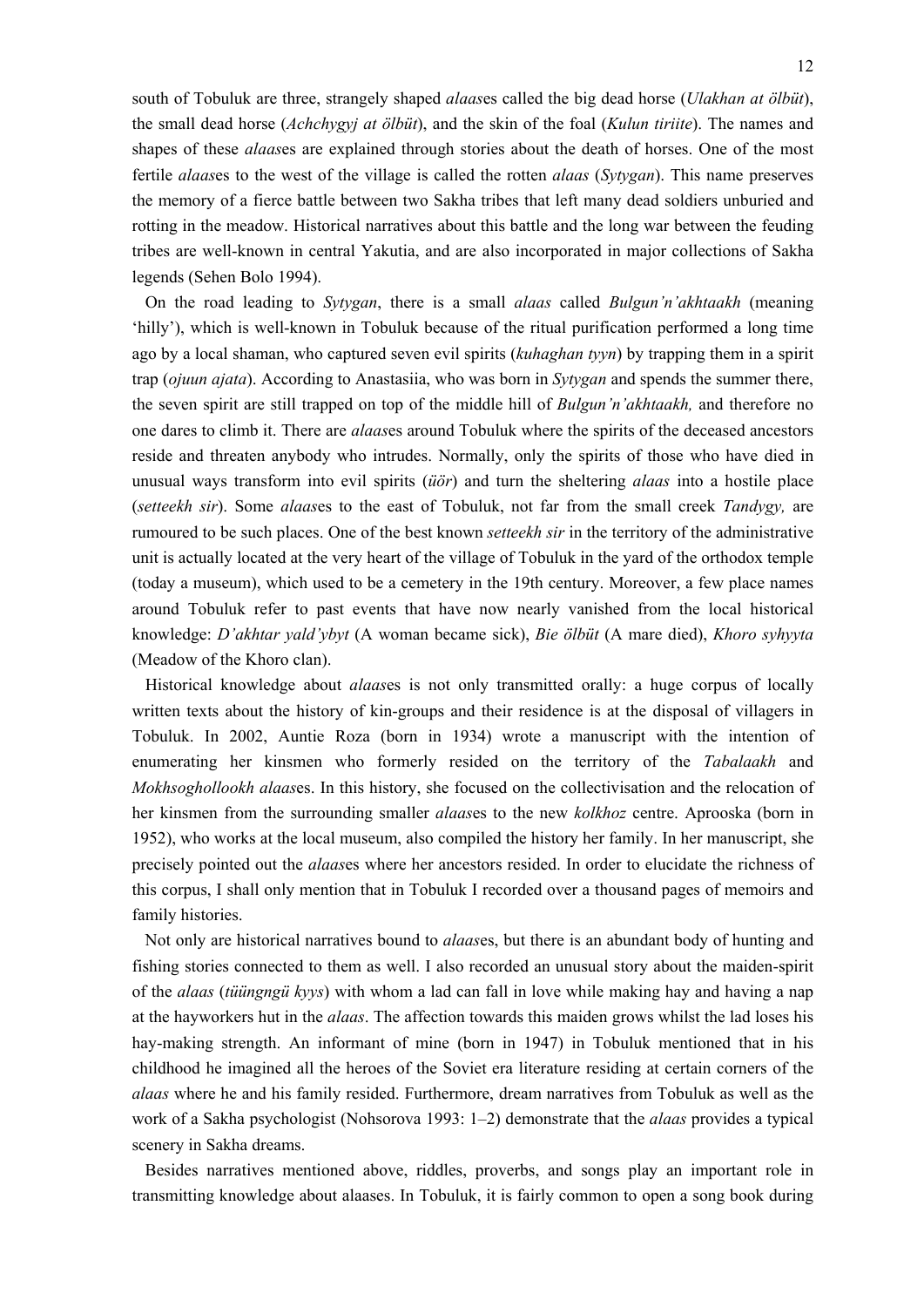south of Tobuluk are three, strangely shaped *alaas*es called the big dead horse (*Ulakhan at ölbüt*), the small dead horse (*Achchygyj at ölbüt*), and the skin of the foal (*Kulun tiriite*). The names and shapes of these *alaas*es are explained through stories about the death of horses. One of the most fertile *alaas*es to the west of the village is called the rotten *alaas* (*Sytygan*). This name preserves the memory of a fierce battle between two Sakha tribes that left many dead soldiers unburied and rotting in the meadow. Historical narratives about this battle and the long war between the feuding tribes are well-known in central Yakutia, and are also incorporated in major collections of Sakha legends (Sehen Bolo 1994).

On the road leading to *Sytygan*, there is a small *alaas* called *Bulgun'n'akhtaakh* (meaning 'hilly'), which is well-known in Tobuluk because of the ritual purification performed a long time ago by a local shaman, who captured seven evil spirits (*kuhaghan tyyn*) by trapping them in a spirit trap (*ojuun ajata*). According to Anastasiia, who was born in *Sytygan* and spends the summer there, the seven spirit are still trapped on top of the middle hill of *Bulgun'n'akhtaakh,* and therefore no one dares to climb it. There are *alaas*es around Tobuluk where the spirits of the deceased ancestors reside and threaten anybody who intrudes. Normally, only the spirits of those who have died in unusual ways transform into evil spirits (*üör*) and turn the sheltering *alaas* into a hostile place (*setteekh sir*). Some *alaas*es to the east of Tobuluk, not far from the small creek *Tandygy,* are rumoured to be such places. One of the best known *setteekh sir* in the territory of the administrative unit is actually located at the very heart of the village of Tobuluk in the yard of the orthodox temple (today a museum), which used to be a cemetery in the 19th century. Moreover, a few place names around Tobuluk refer to past events that have now nearly vanished from the local historical knowledge: *D'akhtar yald'ybyt* (A woman became sick), *Bie ölbüt* (A mare died), *Khoro syhyyta* (Meadow of the Khoro clan).

Historical knowledge about *alaas*es is not only transmitted orally: a huge corpus of locally written texts about the history of kin-groups and their residence is at the disposal of villagers in Tobuluk. In 2002, Auntie Roza (born in 1934) wrote a manuscript with the intention of enumerating her kinsmen who formerly resided on the territory of the *Tabalaakh* and *Mokhsoghollookh alaas*es. In this history, she focused on the collectivisation and the relocation of her kinsmen from the surrounding smaller *alaas*es to the new *kolkhoz* centre. Aprooska (born in 1952), who works at the local museum, also compiled the history her family. In her manuscript, she precisely pointed out the *alaas*es where her ancestors resided. In order to elucidate the richness of this corpus, I shall only mention that in Tobuluk I recorded over a thousand pages of memoirs and family histories.

Not only are historical narratives bound to *alaas*es, but there is an abundant body of hunting and fishing stories connected to them as well. I also recorded an unusual story about the maiden-spirit of the *alaas* (*tüüngngü kyys*) with whom a lad can fall in love while making hay and having a nap at the hayworkers hut in the *alaas*. The affection towards this maiden grows whilst the lad loses his hay-making strength. An informant of mine (born in 1947) in Tobuluk mentioned that in his childhood he imagined all the heroes of the Soviet era literature residing at certain corners of the *alaas* where he and his family resided. Furthermore, dream narratives from Tobuluk as well as the work of a Sakha psychologist (Nohsorova 1993: 1–2) demonstrate that the *alaas* provides a typical scenery in Sakha dreams.

Besides narratives mentioned above, riddles, proverbs, and songs play an important role in transmitting knowledge about alaases. In Tobuluk, it is fairly common to open a song book during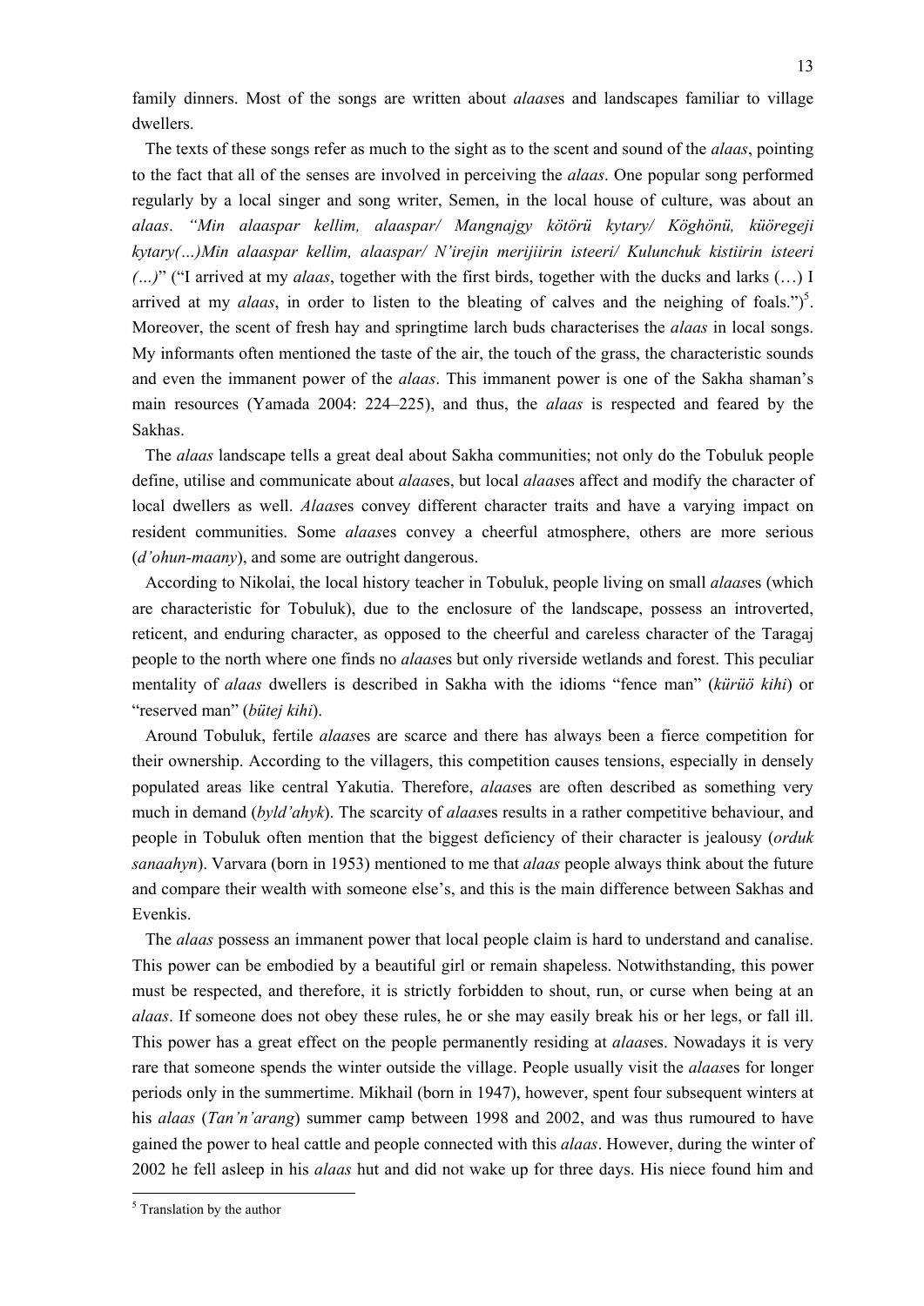family dinners. Most of the songs are written about *alaas*es and landscapes familiar to village dwellers.

The texts of these songs refer as much to the sight as to the scent and sound of the *alaas*, pointing to the fact that all of the senses are involved in perceiving the *alaas*. One popular song performed regularly by a local singer and song writer, Semen, in the local house of culture, was about an *alaas*. *"Min alaaspar kellim, alaaspar/ Mangnajgy kötörü kytary/ Köghönü, küöregeji kytary(…)Min alaaspar kellim, alaaspar/ N'irejin merijiirin isteeri/ Kulunchuk kistiirin isteeri (…)*" ("I arrived at my *alaas*, together with the first birds, together with the ducks and larks (…) I arrived at my *alaas*, in order to listen to the bleating of calves and the neighing of foals.")[5]. Moreover, the scent of fresh hay and springtime larch buds characterises the *alaas* in local songs. My informants often mentioned the taste of the air, the touch of the grass, the characteristic sounds and even the immanent power of the *alaas*. This immanent power is one of the Sakha shaman's main resources (Yamada 2004: 224–225), and thus, the *alaas* is respected and feared by the Sakhas.

The *alaas* landscape tells a great deal about Sakha communities; not only do the Tobuluk people define, utilise and communicate about *alaas*es, but local *alaas*es affect and modify the character of local dwellers as well. *Alaas*es convey different character traits and have a varying impact on resident communities. Some *alaas*es convey a cheerful atmosphere, others are more serious (*d'ohun-maany*), and some are outright dangerous.

According to Nikolai, the local history teacher in Tobuluk, people living on small *alaas*es (which are characteristic for Tobuluk), due to the enclosure of the landscape, possess an introverted, reticent, and enduring character, as opposed to the cheerful and careless character of the Taragaj people to the north where one finds no *alaas*es but only riverside wetlands and forest. This peculiar mentality of *alaas* dwellers is described in Sakha with the idioms "fence man" (*kürüö kihi*) or "reserved man" (*bütej kihi*).

Around Tobuluk, fertile *alaas*es are scarce and there has always been a fierce competition for their ownership. According to the villagers, this competition causes tensions, especially in densely populated areas like central Yakutia. Therefore, *alaas*es are often described as something very much in demand (*byld'ahyk*). The scarcity of *alaas*es results in a rather competitive behaviour, and people in Tobuluk often mention that the biggest deficiency of their character is jealousy (*orduk sanaahyn*). Varvara (born in 1953) mentioned to me that *alaas* people always think about the future and compare their wealth with someone else's, and this is the main difference between Sakhas and Evenkis.

The *alaas* possess an immanent power that local people claim is hard to understand and canalise. This power can be embodied by a beautiful girl or remain shapeless. Notwithstanding, this power must be respected, and therefore, it is strictly forbidden to shout, run, or curse when being at an *alaas*. If someone does not obey these rules, he or she may easily break his or her legs, or fall ill. This power has a great effect on the people permanently residing at *alaas*es. Nowadays it is very rare that someone spends the winter outside the village. People usually visit the *alaas*es for longer periods only in the summertime. Mikhail (born in 1947), however, spent four subsequent winters at his *alaas* (*Tan'n'arang*) summer camp between 1998 and 2002, and was thus rumoured to have gained the power to heal cattle and people connected with this *alaas*. However, during the winter of 2002 he fell asleep in his *alaas* hut and did not wake up for three days. His niece found him and

[5] Translation by the author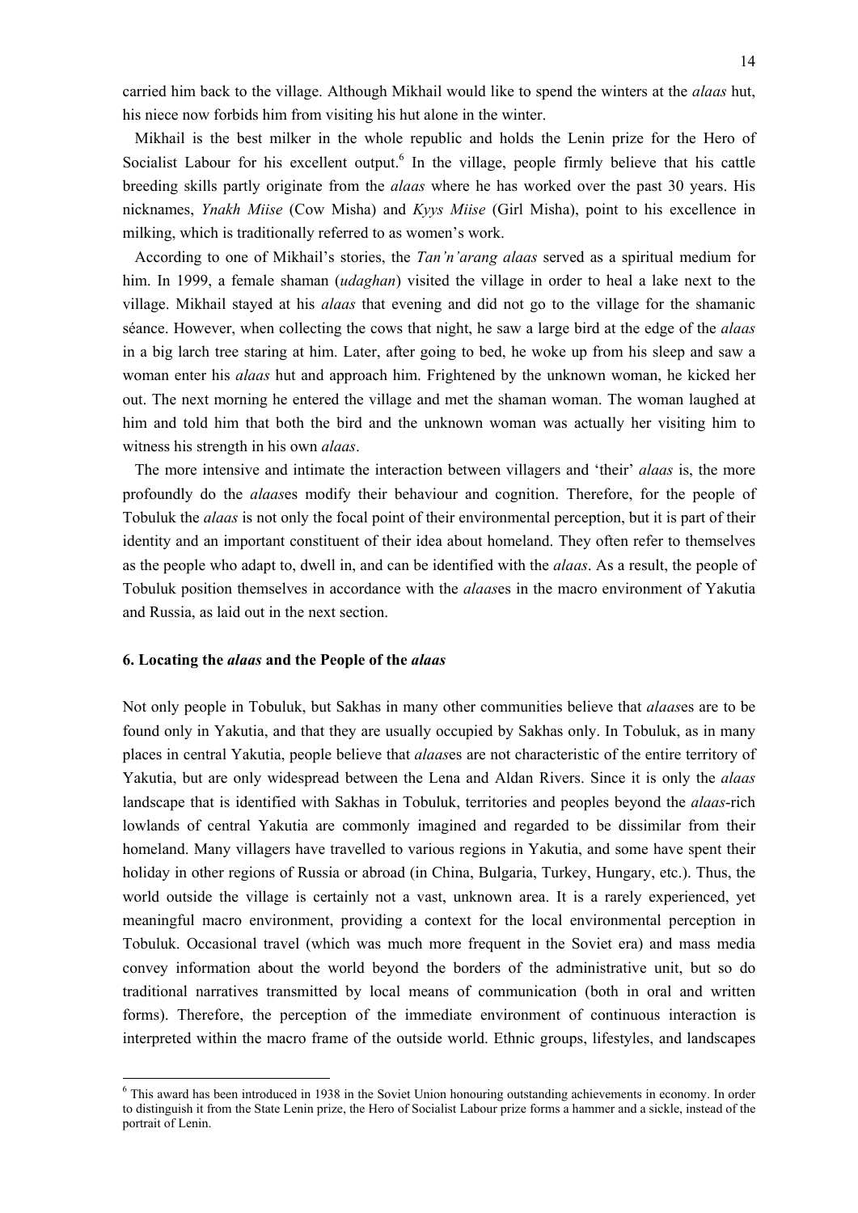carried him back to the village. Although Mikhail would like to spend the winters at the *alaas* hut, his niece now forbids him from visiting his hut alone in the winter.

Mikhail is the best milker in the whole republic and holds the Lenin prize for the Hero of Socialist Labour for his excellent output.[6] In the village, people firmly believe that his cattle breeding skills partly originate from the *alaas* where he has worked over the past 30 years. His nicknames, *Ynakh Miise* (Cow Misha) and *Kyys Miise* (Girl Misha), point to his excellence in milking, which is traditionally referred to as women's work.

According to one of Mikhail's stories, the *Tan'n'arang alaas* served as a spiritual medium for him. In 1999, a female shaman (*udaghan*) visited the village in order to heal a lake next to the village. Mikhail stayed at his *alaas* that evening and did not go to the village for the shamanic séance. However, when collecting the cows that night, he saw a large bird at the edge of the *alaas* in a big larch tree staring at him. Later, after going to bed, he woke up from his sleep and saw a woman enter his *alaas* hut and approach him. Frightened by the unknown woman, he kicked her out. The next morning he entered the village and met the shaman woman. The woman laughed at him and told him that both the bird and the unknown woman was actually her visiting him to witness his strength in his own *alaas*.

The more intensive and intimate the interaction between villagers and 'their' *alaas* is, the more profoundly do the *alaas*es modify their behaviour and cognition. Therefore, for the people of Tobuluk the *alaas* is not only the focal point of their environmental perception, but it is part of their identity and an important constituent of their idea about homeland. They often refer to themselves as the people who adapt to, dwell in, and can be identified with the *alaas*. As a result, the people of Tobuluk position themselves in accordance with the *alaas*es in the macro environment of Yakutia and Russia, as laid out in the next section.

## 6. Locating the *alaas* and the People of the *alaas*

Not only people in Tobuluk, but Sakhas in many other communities believe that *alaas*es are to be found only in Yakutia, and that they are usually occupied by Sakhas only. In Tobuluk, as in many places in central Yakutia, people believe that *alaas*es are not characteristic of the entire territory of Yakutia, but are only widespread between the Lena and Aldan Rivers. Since it is only the *alaas* landscape that is identified with Sakhas in Tobuluk, territories and peoples beyond the *alaas*-rich lowlands of central Yakutia are commonly imagined and regarded to be dissimilar from their homeland. Many villagers have travelled to various regions in Yakutia, and some have spent their holiday in other regions of Russia or abroad (in China, Bulgaria, Turkey, Hungary, etc.). Thus, the world outside the village is certainly not a vast, unknown area. It is a rarely experienced, yet meaningful macro environment, providing a context for the local environmental perception in Tobuluk. Occasional travel (which was much more frequent in the Soviet era) and mass media convey information about the world beyond the borders of the administrative unit, but so do traditional narratives transmitted by local means of communication (both in oral and written forms). Therefore, the perception of the immediate environment of continuous interaction is interpreted within the macro frame of the outside world. Ethnic groups, lifestyles, and landscapes

[6] This award has been introduced in 1938 in the Soviet Union honouring outstanding achievements in economy. In order to distinguish it from the State Lenin prize, the Hero of Socialist Labour prize forms a hammer and a sickle, instead of the portrait of Lenin.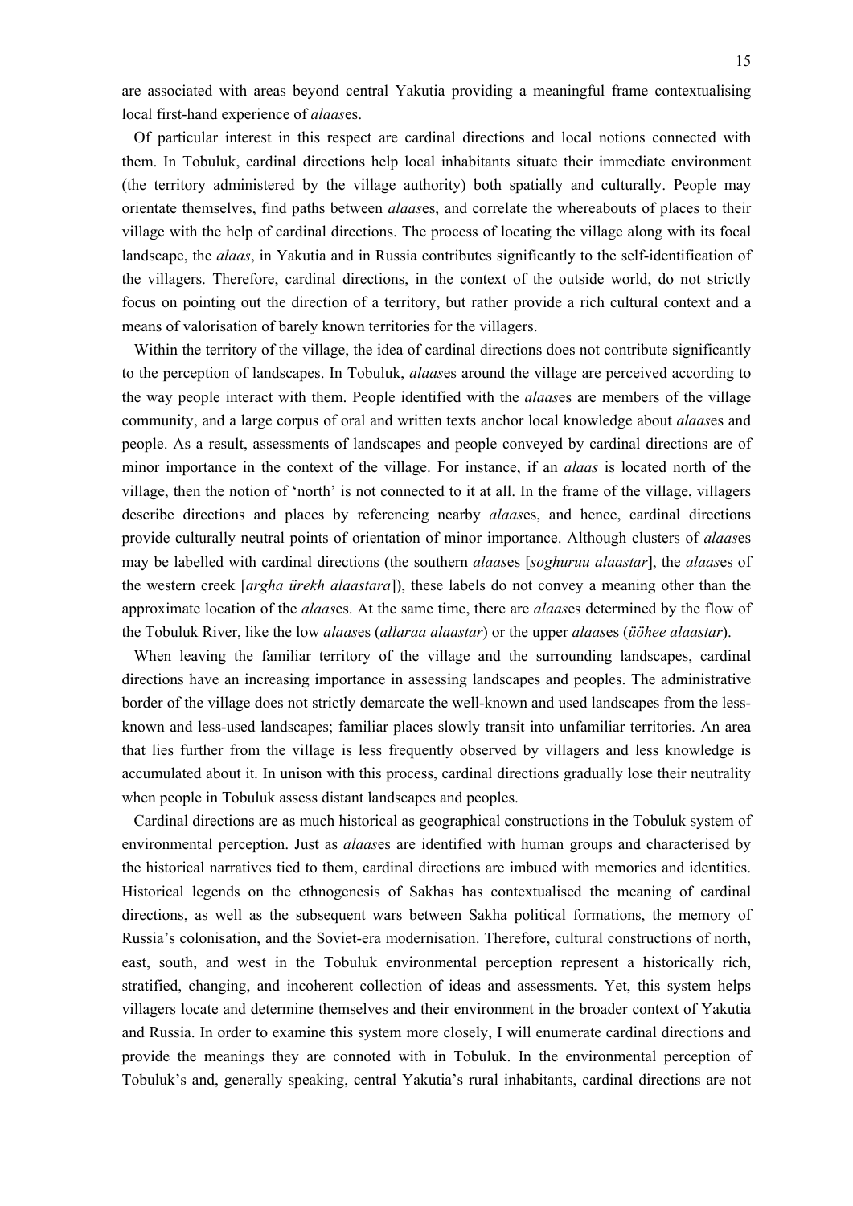are associated with areas beyond central Yakutia providing a meaningful frame contextualising local first-hand experience of *alaas*es.

Of particular interest in this respect are cardinal directions and local notions connected with them. In Tobuluk, cardinal directions help local inhabitants situate their immediate environment (the territory administered by the village authority) both spatially and culturally. People may orientate themselves, find paths between *alaas*es, and correlate the whereabouts of places to their village with the help of cardinal directions. The process of locating the village along with its focal landscape, the *alaas*, in Yakutia and in Russia contributes significantly to the self-identification of the villagers. Therefore, cardinal directions, in the context of the outside world, do not strictly focus on pointing out the direction of a territory, but rather provide a rich cultural context and a means of valorisation of barely known territories for the villagers.

Within the territory of the village, the idea of cardinal directions does not contribute significantly to the perception of landscapes. In Tobuluk, *alaas*es around the village are perceived according to the way people interact with them. People identified with the *alaas*es are members of the village community, and a large corpus of oral and written texts anchor local knowledge about *alaas*es and people. As a result, assessments of landscapes and people conveyed by cardinal directions are of minor importance in the context of the village. For instance, if an *alaas* is located north of the village, then the notion of 'north' is not connected to it at all. In the frame of the village, villagers describe directions and places by referencing nearby *alaas*es, and hence, cardinal directions provide culturally neutral points of orientation of minor importance. Although clusters of *alaas*es may be labelled with cardinal directions (the southern *alaas*es [*soghuruu alaastar*], the *alaas*es of the western creek [*argha ürekh alaastara*]), these labels do not convey a meaning other than the approximate location of the *alaas*es. At the same time, there are *alaas*es determined by the flow of the Tobuluk River, like the low *alaas*es (*allaraa alaastar*) or the upper *alaas*es (*üöhee alaastar*).

When leaving the familiar territory of the village and the surrounding landscapes, cardinal directions have an increasing importance in assessing landscapes and peoples. The administrative border of the village does not strictly demarcate the well-known and used landscapes from the less-known and less-used landscapes; familiar places slowly transit into unfamiliar territories. An area that lies further from the village is less frequently observed by villagers and less knowledge is accumulated about it. In unison with this process, cardinal directions gradually lose their neutrality when people in Tobuluk assess distant landscapes and peoples.

Cardinal directions are as much historical as geographical constructions in the Tobuluk system of environmental perception. Just as *alaas*es are identified with human groups and characterised by the historical narratives tied to them, cardinal directions are imbued with memories and identities. Historical legends on the ethnogenesis of Sakhas has contextualised the meaning of cardinal directions, as well as the subsequent wars between Sakha political formations, the memory of Russia's colonisation, and the Soviet-era modernisation. Therefore, cultural constructions of north, east, south, and west in the Tobuluk environmental perception represent a historically rich, stratified, changing, and incoherent collection of ideas and assessments. Yet, this system helps villagers locate and determine themselves and their environment in the broader context of Yakutia and Russia. In order to examine this system more closely, I will enumerate cardinal directions and provide the meanings they are connoted with in Tobuluk. In the environmental perception of Tobuluk's and, generally speaking, central Yakutia's rural inhabitants, cardinal directions are not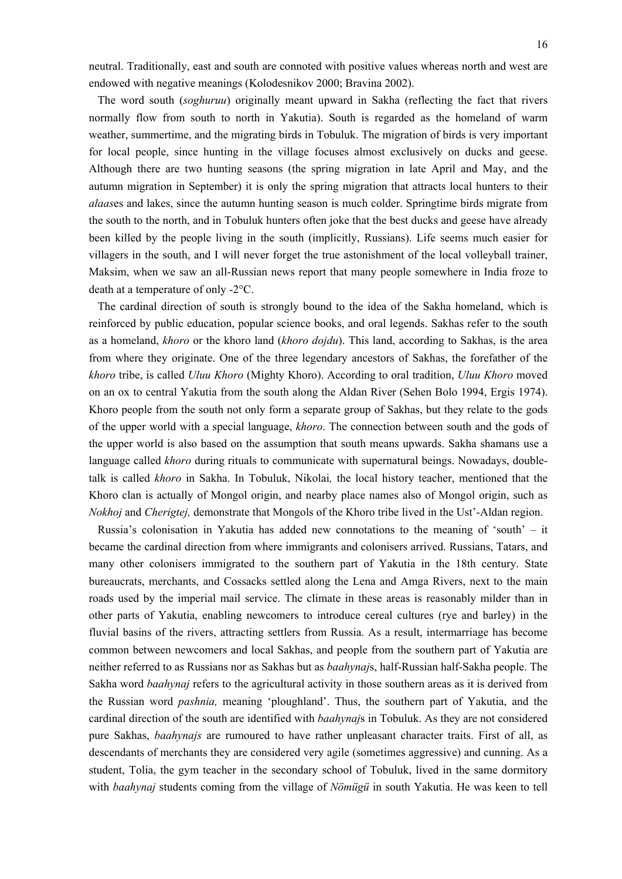neutral. Traditionally, east and south are connoted with positive values whereas north and west are endowed with negative meanings (Kolodesnikov 2000; Bravina 2002).

The word south (*soghuruu*) originally meant upward in Sakha (reflecting the fact that rivers normally flow from south to north in Yakutia). South is regarded as the homeland of warm weather, summertime, and the migrating birds in Tobuluk. The migration of birds is very important for local people, since hunting in the village focuses almost exclusively on ducks and geese. Although there are two hunting seasons (the spring migration in late April and May, and the autumn migration in September) it is only the spring migration that attracts local hunters to their *alaas*es and lakes, since the autumn hunting season is much colder. Springtime birds migrate from the south to the north, and in Tobuluk hunters often joke that the best ducks and geese have already been killed by the people living in the south (implicitly, Russians). Life seems much easier for villagers in the south, and I will never forget the true astonishment of the local volleyball trainer, Maksim, when we saw an all-Russian news report that many people somewhere in India froze to death at a temperature of only -2°C.

The cardinal direction of south is strongly bound to the idea of the Sakha homeland, which is reinforced by public education, popular science books, and oral legends. Sakhas refer to the south as a homeland, *khoro* or the khoro land (*khoro dojdu*). This land, according to Sakhas, is the area from where they originate. One of the three legendary ancestors of Sakhas, the forefather of the *khoro* tribe, is called *Uluu Khoro* (Mighty Khoro). According to oral tradition, *Uluu Khoro* moved on an ox to central Yakutia from the south along the Aldan River (Sehen Bolo 1994, Ergis 1974). Khoro people from the south not only form a separate group of Sakhas, but they relate to the gods of the upper world with a special language, *khoro*. The connection between south and the gods of the upper world is also based on the assumption that south means upwards. Sakha shamans use a language called *khoro* during rituals to communicate with supernatural beings. Nowadays, double-talk is called *khoro* in Sakha. In Tobuluk, Nikolai*,* the local history teacher, mentioned that the Khoro clan is actually of Mongol origin, and nearby place names also of Mongol origin, such as *Nokhoj* and *Cherigtej,* demonstrate that Mongols of the Khoro tribe lived in the Ust'-Aldan region.

Russia's colonisation in Yakutia has added new connotations to the meaning of 'south' – it became the cardinal direction from where immigrants and colonisers arrived. Russians, Tatars, and many other colonisers immigrated to the southern part of Yakutia in the 18th century. State bureaucrats, merchants, and Cossacks settled along the Lena and Amga Rivers, next to the main roads used by the imperial mail service. The climate in these areas is reasonably milder than in other parts of Yakutia, enabling newcomers to introduce cereal cultures (rye and barley) in the fluvial basins of the rivers, attracting settlers from Russia. As a result, intermarriage has become common between newcomers and local Sakhas, and people from the southern part of Yakutia are neither referred to as Russians nor as Sakhas but as *baahynaj*s, half-Russian half-Sakha people. The Sakha word *baahynaj* refers to the agricultural activity in those southern areas as it is derived from the Russian word *pashnia,* meaning 'ploughland'. Thus, the southern part of Yakutia, and the cardinal direction of the south are identified with *baahynaj*s in Tobuluk. As they are not considered pure Sakhas, *baahynajs* are rumoured to have rather unpleasant character traits. First of all, as descendants of merchants they are considered very agile (sometimes aggressive) and cunning. As a student, Tolia, the gym teacher in the secondary school of Tobuluk, lived in the same dormitory with *baahynaj* students coming from the village of *Nömügü* in south Yakutia. He was keen to tell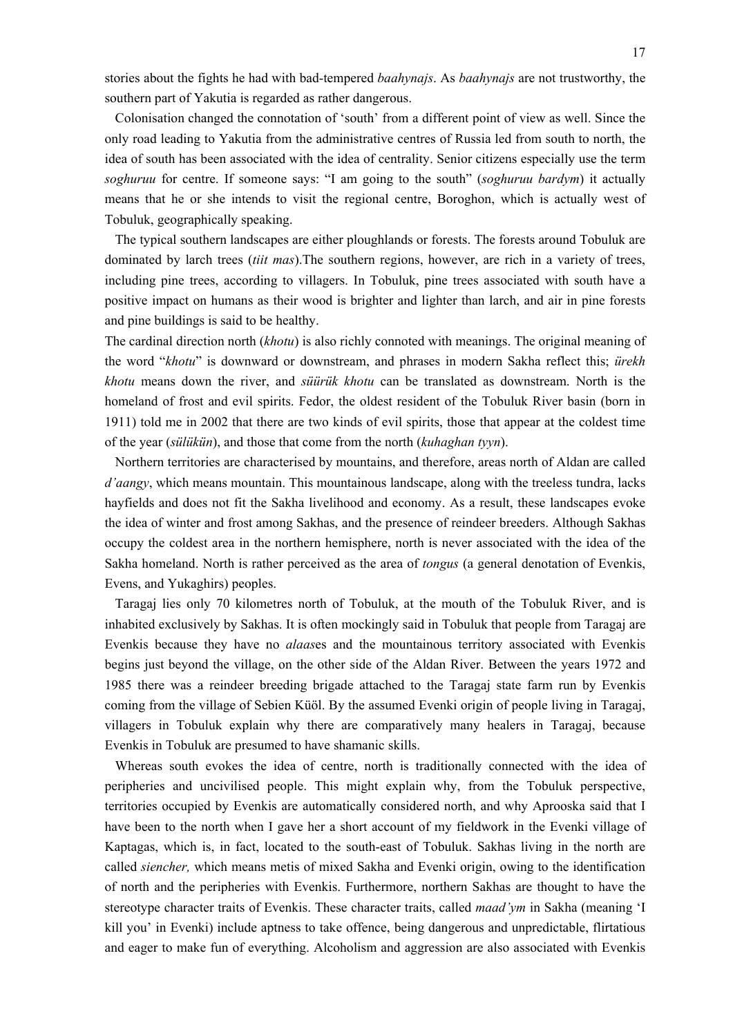stories about the fights he had with bad-tempered *baahynajs*. As *baahynajs* are not trustworthy, the southern part of Yakutia is regarded as rather dangerous.

Colonisation changed the connotation of 'south' from a different point of view as well. Since the only road leading to Yakutia from the administrative centres of Russia led from south to north, the idea of south has been associated with the idea of centrality. Senior citizens especially use the term *soghuruu* for centre. If someone says: "I am going to the south" (*soghuruu bardym*) it actually means that he or she intends to visit the regional centre, Boroghon, which is actually west of Tobuluk, geographically speaking.

The typical southern landscapes are either ploughlands or forests. The forests around Tobuluk are dominated by larch trees (*tiit mas*).The southern regions, however, are rich in a variety of trees, including pine trees, according to villagers. In Tobuluk, pine trees associated with south have a positive impact on humans as their wood is brighter and lighter than larch, and air in pine forests and pine buildings is said to be healthy.

The cardinal direction north (*khotu*) is also richly connoted with meanings. The original meaning of the word "*khotu*" is downward or downstream, and phrases in modern Sakha reflect this; *ürekh khotu* means down the river, and *süürük khotu* can be translated as downstream. North is the homeland of frost and evil spirits. Fedor, the oldest resident of the Tobuluk River basin (born in 1911) told me in 2002 that there are two kinds of evil spirits, those that appear at the coldest time of the year (*sülükün*), and those that come from the north (*kuhaghan tyyn*).

Northern territories are characterised by mountains, and therefore, areas north of Aldan are called *d'aangy*, which means mountain. This mountainous landscape, along with the treeless tundra, lacks hayfields and does not fit the Sakha livelihood and economy. As a result, these landscapes evoke the idea of winter and frost among Sakhas, and the presence of reindeer breeders. Although Sakhas occupy the coldest area in the northern hemisphere, north is never associated with the idea of the Sakha homeland. North is rather perceived as the area of *tongus* (a general denotation of Evenkis, Evens, and Yukaghirs) peoples.

Taragaj lies only 70 kilometres north of Tobuluk, at the mouth of the Tobuluk River, and is inhabited exclusively by Sakhas. It is often mockingly said in Tobuluk that people from Taragaj are Evenkis because they have no *alaas*es and the mountainous territory associated with Evenkis begins just beyond the village, on the other side of the Aldan River. Between the years 1972 and 1985 there was a reindeer breeding brigade attached to the Taragaj state farm run by Evenkis coming from the village of Sebien Küöl. By the assumed Evenki origin of people living in Taragaj, villagers in Tobuluk explain why there are comparatively many healers in Taragaj, because Evenkis in Tobuluk are presumed to have shamanic skills.

Whereas south evokes the idea of centre, north is traditionally connected with the idea of peripheries and uncivilised people. This might explain why, from the Tobuluk perspective, territories occupied by Evenkis are automatically considered north, and why Aprooska said that I have been to the north when I gave her a short account of my fieldwork in the Evenki village of Kaptagas, which is, in fact, located to the south-east of Tobuluk. Sakhas living in the north are called *siencher,* which means metis of mixed Sakha and Evenki origin, owing to the identification of north and the peripheries with Evenkis. Furthermore, northern Sakhas are thought to have the stereotype character traits of Evenkis. These character traits, called *maad'ym* in Sakha (meaning 'I kill you' in Evenki) include aptness to take offence, being dangerous and unpredictable, flirtatious and eager to make fun of everything. Alcoholism and aggression are also associated with Evenkis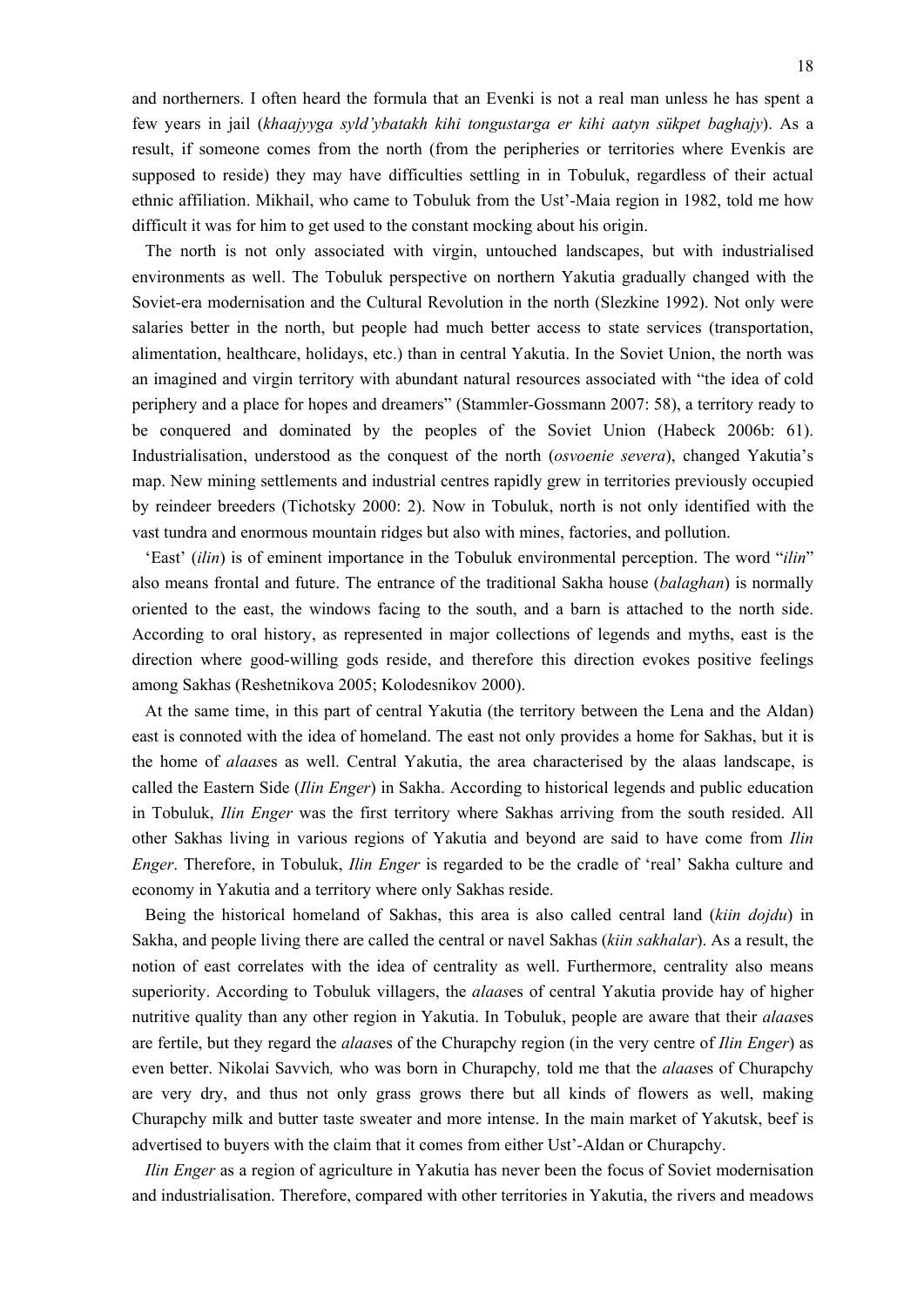and northerners. I often heard the formula that an Evenki is not a real man unless he has spent a few years in jail (*khaajyyga syld'ybatakh kihi tongustarga er kihi aatyn sükpet baghajy*). As a result, if someone comes from the north (from the peripheries or territories where Evenkis are supposed to reside) they may have difficulties settling in in Tobuluk, regardless of their actual ethnic affiliation. Mikhail, who came to Tobuluk from the Ust'-Maia region in 1982, told me how difficult it was for him to get used to the constant mocking about his origin.

The north is not only associated with virgin, untouched landscapes, but with industrialised environments as well. The Tobuluk perspective on northern Yakutia gradually changed with the Soviet-era modernisation and the Cultural Revolution in the north (Slezkine 1992). Not only were salaries better in the north, but people had much better access to state services (transportation, alimentation, healthcare, holidays, etc.) than in central Yakutia. In the Soviet Union, the north was an imagined and virgin territory with abundant natural resources associated with "the idea of cold periphery and a place for hopes and dreamers" (Stammler-Gossmann 2007: 58), a territory ready to be conquered and dominated by the peoples of the Soviet Union (Habeck 2006b: 61). Industrialisation, understood as the conquest of the north (*osvoenie severa*), changed Yakutia's map. New mining settlements and industrial centres rapidly grew in territories previously occupied by reindeer breeders (Tichotsky 2000: 2). Now in Tobuluk, north is not only identified with the vast tundra and enormous mountain ridges but also with mines, factories, and pollution.

'East' (*ilin*) is of eminent importance in the Tobuluk environmental perception. The word "*ilin*" also means frontal and future. The entrance of the traditional Sakha house (*balaghan*) is normally oriented to the east, the windows facing to the south, and a barn is attached to the north side. According to oral history, as represented in major collections of legends and myths, east is the direction where good-willing gods reside, and therefore this direction evokes positive feelings among Sakhas (Reshetnikova 2005; Kolodesnikov 2000).

At the same time, in this part of central Yakutia (the territory between the Lena and the Aldan) east is connoted with the idea of homeland. The east not only provides a home for Sakhas, but it is the home of *alaas*es as well. Central Yakutia, the area characterised by the alaas landscape, is called the Eastern Side (*Ilin Enger*) in Sakha. According to historical legends and public education in Tobuluk, *Ilin Enger* was the first territory where Sakhas arriving from the south resided. All other Sakhas living in various regions of Yakutia and beyond are said to have come from *Ilin Enger*. Therefore, in Tobuluk, *Ilin Enger* is regarded to be the cradle of 'real' Sakha culture and economy in Yakutia and a territory where only Sakhas reside.

Being the historical homeland of Sakhas, this area is also called central land (*kiin dojdu*) in Sakha, and people living there are called the central or navel Sakhas (*kiin sakhalar*). As a result, the notion of east correlates with the idea of centrality as well. Furthermore, centrality also means superiority. According to Tobuluk villagers, the *alaas*es of central Yakutia provide hay of higher nutritive quality than any other region in Yakutia. In Tobuluk, people are aware that their *alaas*es are fertile, but they regard the *alaas*es of the Churapchy region (in the very centre of *Ilin Enger*) as even better. Nikolai Savvich*,* who was born in Churapchy*,* told me that the *alaas*es of Churapchy are very dry, and thus not only grass grows there but all kinds of flowers as well, making Churapchy milk and butter taste sweater and more intense. In the main market of Yakutsk, beef is advertised to buyers with the claim that it comes from either Ust'-Aldan or Churapchy.

*Ilin Enger* as a region of agriculture in Yakutia has never been the focus of Soviet modernisation and industrialisation. Therefore, compared with other territories in Yakutia, the rivers and meadows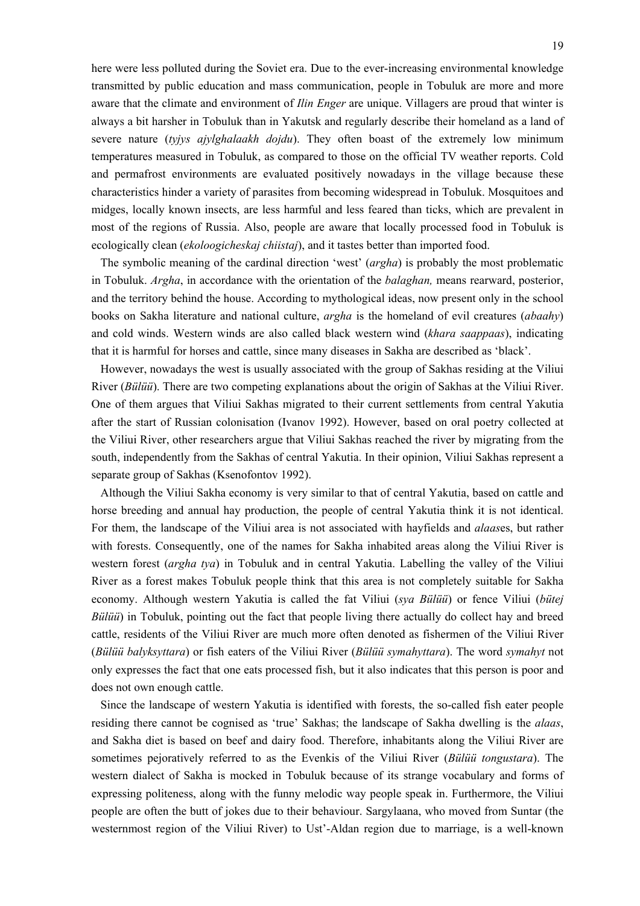here were less polluted during the Soviet era. Due to the ever-increasing environmental knowledge transmitted by public education and mass communication, people in Tobuluk are more and more aware that the climate and environment of *Ilin Enger* are unique. Villagers are proud that winter is always a bit harsher in Tobuluk than in Yakutsk and regularly describe their homeland as a land of severe nature (*tyjys ajylghalaakh dojdu*). They often boast of the extremely low minimum temperatures measured in Tobuluk, as compared to those on the official TV weather reports. Cold and permafrost environments are evaluated positively nowadays in the village because these characteristics hinder a variety of parasites from becoming widespread in Tobuluk. Mosquitoes and midges, locally known insects, are less harmful and less feared than ticks, which are prevalent in most of the regions of Russia. Also, people are aware that locally processed food in Tobuluk is ecologically clean (*ekoloogicheskaj chiistaj*), and it tastes better than imported food.

The symbolic meaning of the cardinal direction 'west' (*argha*) is probably the most problematic in Tobuluk. *Argha*, in accordance with the orientation of the *balaghan,* means rearward, posterior, and the territory behind the house. According to mythological ideas, now present only in the school books on Sakha literature and national culture, *argha* is the homeland of evil creatures (*abaahy*) and cold winds. Western winds are also called black western wind (*khara saappaas*), indicating that it is harmful for horses and cattle, since many diseases in Sakha are described as 'black'.

However, nowadays the west is usually associated with the group of Sakhas residing at the Viliui River (*Bülüü*). There are two competing explanations about the origin of Sakhas at the Viliui River. One of them argues that Viliui Sakhas migrated to their current settlements from central Yakutia after the start of Russian colonisation (Ivanov 1992). However, based on oral poetry collected at the Viliui River, other researchers argue that Viliui Sakhas reached the river by migrating from the south, independently from the Sakhas of central Yakutia. In their opinion, Viliui Sakhas represent a separate group of Sakhas (Ksenofontov 1992).

Although the Viliui Sakha economy is very similar to that of central Yakutia, based on cattle and horse breeding and annual hay production, the people of central Yakutia think it is not identical. For them, the landscape of the Viliui area is not associated with hayfields and *alaas*es, but rather with forests. Consequently, one of the names for Sakha inhabited areas along the Viliui River is western forest (*argha tya*) in Tobuluk and in central Yakutia. Labelling the valley of the Viliui River as a forest makes Tobuluk people think that this area is not completely suitable for Sakha economy. Although western Yakutia is called the fat Viliui (*sya Bülüü*) or fence Viliui (*bütej Bülüü*) in Tobuluk, pointing out the fact that people living there actually do collect hay and breed cattle, residents of the Viliui River are much more often denoted as fishermen of the Viliui River (*Bülüü balyksyttara*) or fish eaters of the Viliui River (*Bülüü symahyttara*). The word *symahyt* not only expresses the fact that one eats processed fish, but it also indicates that this person is poor and does not own enough cattle.

Since the landscape of western Yakutia is identified with forests, the so-called fish eater people residing there cannot be cognised as 'true' Sakhas; the landscape of Sakha dwelling is the *alaas*, and Sakha diet is based on beef and dairy food. Therefore, inhabitants along the Viliui River are sometimes pejoratively referred to as the Evenkis of the Viliui River (*Bülüü tongustara*). The western dialect of Sakha is mocked in Tobuluk because of its strange vocabulary and forms of expressing politeness, along with the funny melodic way people speak in. Furthermore, the Viliui people are often the butt of jokes due to their behaviour. Sargylaana, who moved from Suntar (the westernmost region of the Viliui River) to Ust'-Aldan region due to marriage, is a well-known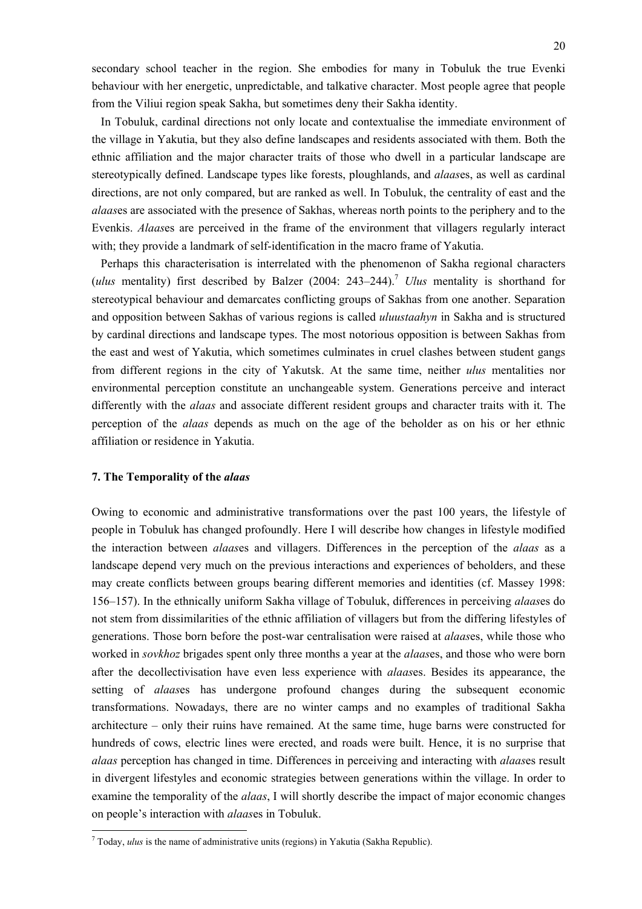secondary school teacher in the region. She embodies for many in Tobuluk the true Evenki behaviour with her energetic, unpredictable, and talkative character. Most people agree that people from the Viliui region speak Sakha, but sometimes deny their Sakha identity.

In Tobuluk, cardinal directions not only locate and contextualise the immediate environment of the village in Yakutia, but they also define landscapes and residents associated with them. Both the ethnic affiliation and the major character traits of those who dwell in a particular landscape are stereotypically defined. Landscape types like forests, ploughlands, and *alaas*es, as well as cardinal directions, are not only compared, but are ranked as well. In Tobuluk, the centrality of east and the *alaas*es are associated with the presence of Sakhas, whereas north points to the periphery and to the Evenkis. *Alaas*es are perceived in the frame of the environment that villagers regularly interact with; they provide a landmark of self-identification in the macro frame of Yakutia.

Perhaps this characterisation is interrelated with the phenomenon of Sakha regional characters (*ulus* mentality) first described by Balzer (2004: 243–244).[7] *Ulus* mentality is shorthand for stereotypical behaviour and demarcates conflicting groups of Sakhas from one another. Separation and opposition between Sakhas of various regions is called *uluustaahyn* in Sakha and is structured by cardinal directions and landscape types. The most notorious opposition is between Sakhas from the east and west of Yakutia, which sometimes culminates in cruel clashes between student gangs from different regions in the city of Yakutsk. At the same time, neither *ulus* mentalities nor environmental perception constitute an unchangeable system. Generations perceive and interact differently with the *alaas* and associate different resident groups and character traits with it. The perception of the *alaas* depends as much on the age of the beholder as on his or her ethnic affiliation or residence in Yakutia.

## 7. The Temporality of the *alaas*

Owing to economic and administrative transformations over the past 100 years, the lifestyle of people in Tobuluk has changed profoundly. Here I will describe how changes in lifestyle modified the interaction between *alaas*es and villagers. Differences in the perception of the *alaas* as a landscape depend very much on the previous interactions and experiences of beholders, and these may create conflicts between groups bearing different memories and identities (cf. Massey 1998: 156–157). In the ethnically uniform Sakha village of Tobuluk, differences in perceiving *alaas*es do not stem from dissimilarities of the ethnic affiliation of villagers but from the differing lifestyles of generations. Those born before the post-war centralisation were raised at *alaas*es, while those who worked in *sovkhoz* brigades spent only three months a year at the *alaas*es, and those who were born after the decollectivisation have even less experience with *alaas*es. Besides its appearance, the setting of *alaas*es has undergone profound changes during the subsequent economic transformations. Nowadays, there are no winter camps and no examples of traditional Sakha architecture – only their ruins have remained. At the same time, huge barns were constructed for hundreds of cows, electric lines were erected, and roads were built. Hence, it is no surprise that *alaas* perception has changed in time. Differences in perceiving and interacting with *alaas*es result in divergent lifestyles and economic strategies between generations within the village. In order to examine the temporality of the *alaas*, I will shortly describe the impact of major economic changes on people's interaction with *alaas*es in Tobuluk.

[7] Today, *ulus* is the name of administrative units (regions) in Yakutia (Sakha Republic).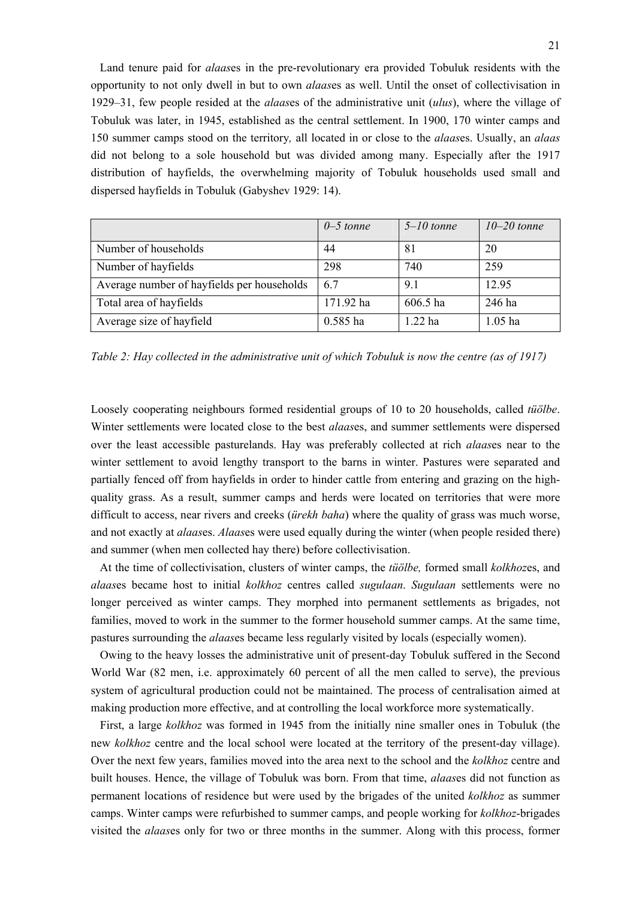Land tenure paid for *alaas*es in the pre-revolutionary era provided Tobuluk residents with the opportunity to not only dwell in but to own *alaas*es as well. Until the onset of collectivisation in 1929–31, few people resided at the *alaas*es of the administrative unit (*ulus*), where the village of Tobuluk was later, in 1945, established as the central settlement. In 1900, 170 winter camps and 150 summer camps stood on the territory*,* all located in or close to the *alaas*es. Usually, an *alaas* did not belong to a sole household but was divided among many. Especially after the 1917 distribution of hayfields, the overwhelming majority of Tobuluk households used small and dispersed hayfields in Tobuluk (Gabyshev 1929: 14).

| | *0–5 tonne* | *5–10 tonne* | *10–20 tonne* |
|---|---|---|---|
| Number of households | 44 | 81 | 20 |
| Number of hayfields | 298 | 740 | 259 |
| Average number of hayfields per households | 6.7 | 9.1 | 12.95 |
| Total area of hayfields | 171.92 ha | 606.5 ha | 246 ha |
| Average size of hayfield | 0.585 ha | 1.22 ha | 1.05 ha |

*Table 2: Hay collected in the administrative unit of which Tobuluk is now the centre (as of 1917)*

Loosely cooperating neighbours formed residential groups of 10 to 20 households, called *tüölbe*. Winter settlements were located close to the best *alaas*es, and summer settlements were dispersed over the least accessible pasturelands. Hay was preferably collected at rich *alaas*es near to the winter settlement to avoid lengthy transport to the barns in winter. Pastures were separated and partially fenced off from hayfields in order to hinder cattle from entering and grazing on the high-quality grass. As a result, summer camps and herds were located on territories that were more difficult to access, near rivers and creeks (*ürekh baha*) where the quality of grass was much worse, and not exactly at *alaas*es. *Alaas*es were used equally during the winter (when people resided there) and summer (when men collected hay there) before collectivisation.

At the time of collectivisation, clusters of winter camps, the *tüölbe,* formed small *kolkhoz*es, and *alaas*es became host to initial *kolkhoz* centres called *sugulaan*. *Sugulaan* settlements were no longer perceived as winter camps. They morphed into permanent settlements as brigades, not families, moved to work in the summer to the former household summer camps. At the same time, pastures surrounding the *alaas*es became less regularly visited by locals (especially women).

Owing to the heavy losses the administrative unit of present-day Tobuluk suffered in the Second World War (82 men, i.e. approximately 60 percent of all the men called to serve), the previous system of agricultural production could not be maintained. The process of centralisation aimed at making production more effective, and at controlling the local workforce more systematically.

First, a large *kolkhoz* was formed in 1945 from the initially nine smaller ones in Tobuluk (the new *kolkhoz* centre and the local school were located at the territory of the present-day village). Over the next few years, families moved into the area next to the school and the *kolkhoz* centre and built houses. Hence, the village of Tobuluk was born. From that time, *alaas*es did not function as permanent locations of residence but were used by the brigades of the united *kolkhoz* as summer camps. Winter camps were refurbished to summer camps, and people working for *kolkhoz*-brigades visited the *alaas*es only for two or three months in the summer. Along with this process, former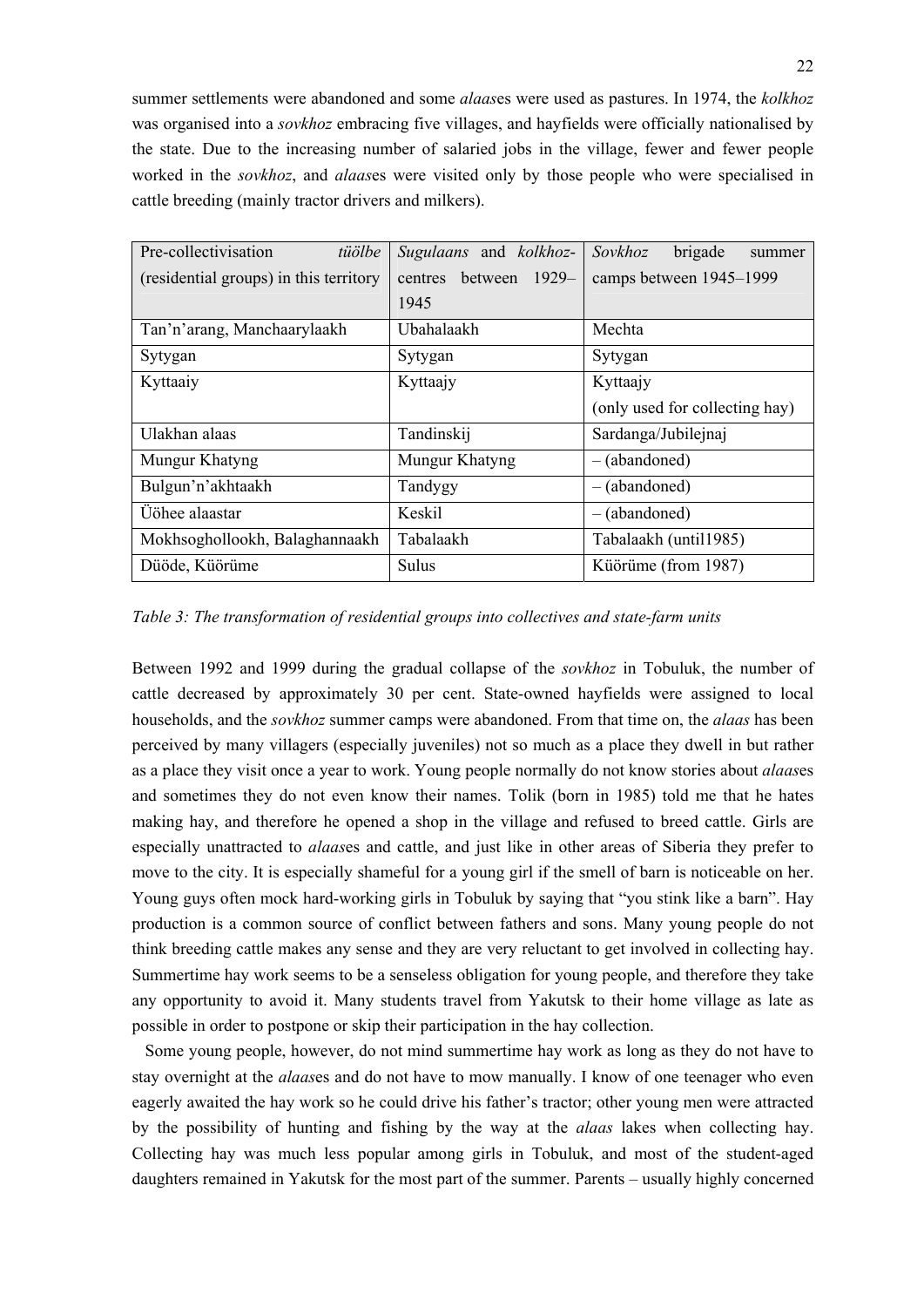summer settlements were abandoned and some *alaas*es were used as pastures. In 1974, the *kolkhoz* was organised into a *sovkhoz* embracing five villages, and hayfields were officially nationalised by the state. Due to the increasing number of salaried jobs in the village, fewer and fewer people worked in the *sovkhoz*, and *alaas*es were visited only by those people who were specialised in cattle breeding (mainly tractor drivers and milkers).

| Pre-collectivisation *tüölbe* (residential groups) in this territory | *Sugulaans* and *kolkhoz*-centres between 1929–1945 | *Sovkhoz* brigade summer camps between 1945–1999 |
|---|---|---|
| Tan'n'arang, Manchaarylaakh | Ubahalaakh | Mechta |
| Sytygan | Sytygan | Sytygan |
| Kyttaaiy | Kyttaajy | Kyttaajy (only used for collecting hay) |
| Ulakhan alaas | Tandinskij | Sardanga/Jubilejnaj |
| Mungur Khatyng | Mungur Khatyng | – (abandoned) |
| Bulgun'n'akhtaakh | Tandygy | – (abandoned) |
| Üöhee alaastar | Keskil | – (abandoned) |
| Mokhsoghollookh, Balaghannaakh | Tabalaakh | Tabalaakh (until1985) |
| Düöde, Küörüme | Sulus | Küörüme (from 1987) |

*Table 3: The transformation of residential groups into collectives and state-farm units*

Between 1992 and 1999 during the gradual collapse of the *sovkhoz* in Tobuluk, the number of cattle decreased by approximately 30 per cent. State-owned hayfields were assigned to local households, and the *sovkhoz* summer camps were abandoned. From that time on, the *alaas* has been perceived by many villagers (especially juveniles) not so much as a place they dwell in but rather as a place they visit once a year to work. Young people normally do not know stories about *alaas*es and sometimes they do not even know their names. Tolik (born in 1985) told me that he hates making hay, and therefore he opened a shop in the village and refused to breed cattle. Girls are especially unattracted to *alaas*es and cattle, and just like in other areas of Siberia they prefer to move to the city. It is especially shameful for a young girl if the smell of barn is noticeable on her. Young guys often mock hard-working girls in Tobuluk by saying that "you stink like a barn". Hay production is a common source of conflict between fathers and sons. Many young people do not think breeding cattle makes any sense and they are very reluctant to get involved in collecting hay. Summertime hay work seems to be a senseless obligation for young people, and therefore they take any opportunity to avoid it. Many students travel from Yakutsk to their home village as late as possible in order to postpone or skip their participation in the hay collection.

Some young people, however, do not mind summertime hay work as long as they do not have to stay overnight at the *alaas*es and do not have to mow manually. I know of one teenager who even eagerly awaited the hay work so he could drive his father's tractor; other young men were attracted by the possibility of hunting and fishing by the way at the *alaas* lakes when collecting hay. Collecting hay was much less popular among girls in Tobuluk, and most of the student-aged daughters remained in Yakutsk for the most part of the summer. Parents – usually highly concerned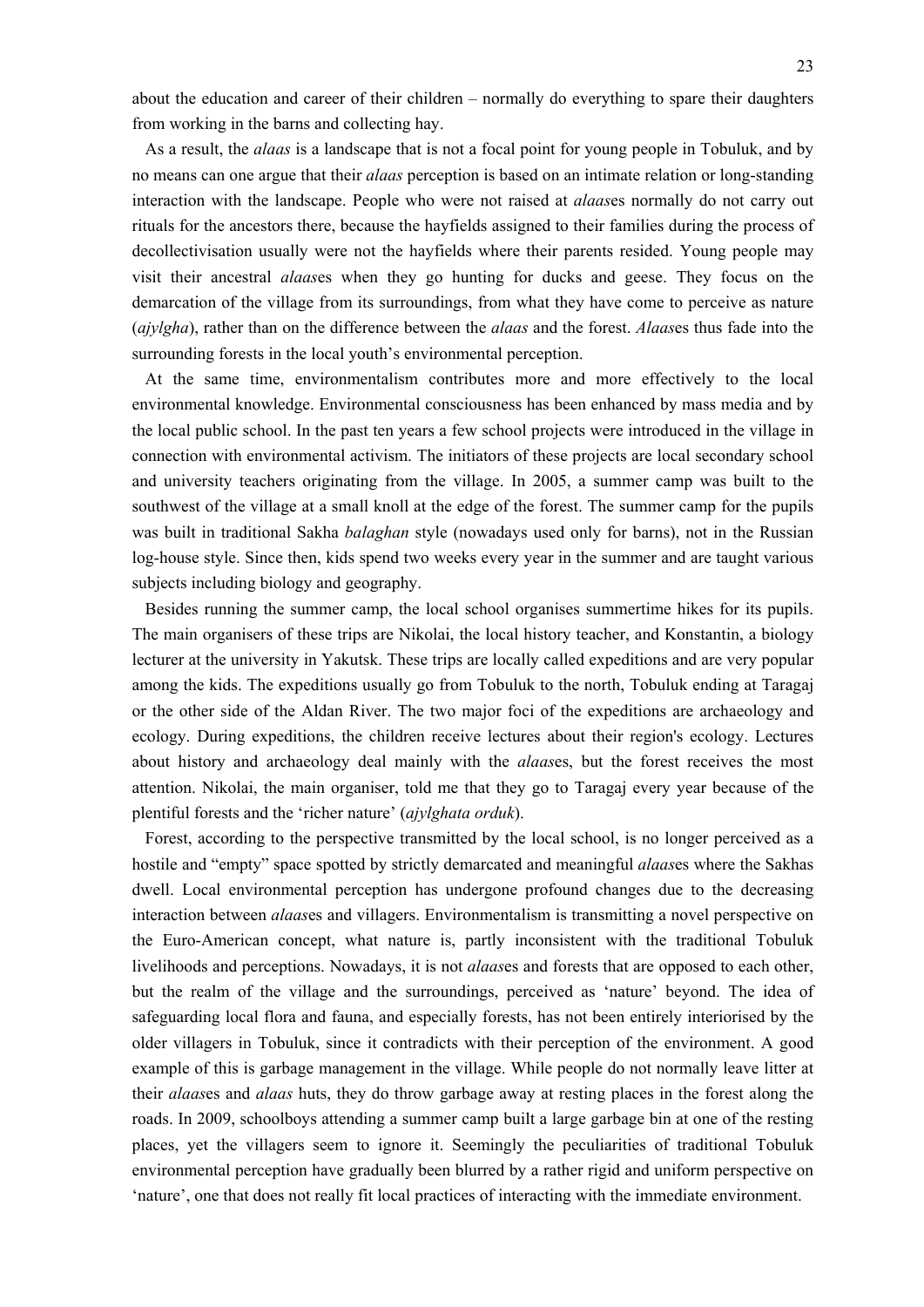about the education and career of their children – normally do everything to spare their daughters from working in the barns and collecting hay.

As a result, the *alaas* is a landscape that is not a focal point for young people in Tobuluk, and by no means can one argue that their *alaas* perception is based on an intimate relation or long-standing interaction with the landscape. People who were not raised at *alaas*es normally do not carry out rituals for the ancestors there, because the hayfields assigned to their families during the process of decollectivisation usually were not the hayfields where their parents resided. Young people may visit their ancestral *alaas*es when they go hunting for ducks and geese. They focus on the demarcation of the village from its surroundings, from what they have come to perceive as nature (*ajylgha*), rather than on the difference between the *alaas* and the forest. *Alaas*es thus fade into the surrounding forests in the local youth's environmental perception.

At the same time, environmentalism contributes more and more effectively to the local environmental knowledge. Environmental consciousness has been enhanced by mass media and by the local public school. In the past ten years a few school projects were introduced in the village in connection with environmental activism. The initiators of these projects are local secondary school and university teachers originating from the village. In 2005, a summer camp was built to the southwest of the village at a small knoll at the edge of the forest. The summer camp for the pupils was built in traditional Sakha *balaghan* style (nowadays used only for barns), not in the Russian log-house style. Since then, kids spend two weeks every year in the summer and are taught various subjects including biology and geography.

Besides running the summer camp, the local school organises summertime hikes for its pupils. The main organisers of these trips are Nikolai, the local history teacher, and Konstantin, a biology lecturer at the university in Yakutsk. These trips are locally called expeditions and are very popular among the kids. The expeditions usually go from Tobuluk to the north, Tobuluk ending at Taragaj or the other side of the Aldan River. The two major foci of the expeditions are archaeology and ecology. During expeditions, the children receive lectures about their region's ecology. Lectures about history and archaeology deal mainly with the *alaas*es, but the forest receives the most attention. Nikolai, the main organiser, told me that they go to Taragaj every year because of the plentiful forests and the 'richer nature' (*ajylghata orduk*).

Forest, according to the perspective transmitted by the local school, is no longer perceived as a hostile and "empty" space spotted by strictly demarcated and meaningful *alaas*es where the Sakhas dwell. Local environmental perception has undergone profound changes due to the decreasing interaction between *alaas*es and villagers. Environmentalism is transmitting a novel perspective on the Euro-American concept, what nature is, partly inconsistent with the traditional Tobuluk livelihoods and perceptions. Nowadays, it is not *alaas*es and forests that are opposed to each other, but the realm of the village and the surroundings, perceived as 'nature' beyond. The idea of safeguarding local flora and fauna, and especially forests, has not been entirely interiorised by the older villagers in Tobuluk, since it contradicts with their perception of the environment. A good example of this is garbage management in the village. While people do not normally leave litter at their *alaas*es and *alaas* huts, they do throw garbage away at resting places in the forest along the roads. In 2009, schoolboys attending a summer camp built a large garbage bin at one of the resting places, yet the villagers seem to ignore it. Seemingly the peculiarities of traditional Tobuluk environmental perception have gradually been blurred by a rather rigid and uniform perspective on 'nature', one that does not really fit local practices of interacting with the immediate environment.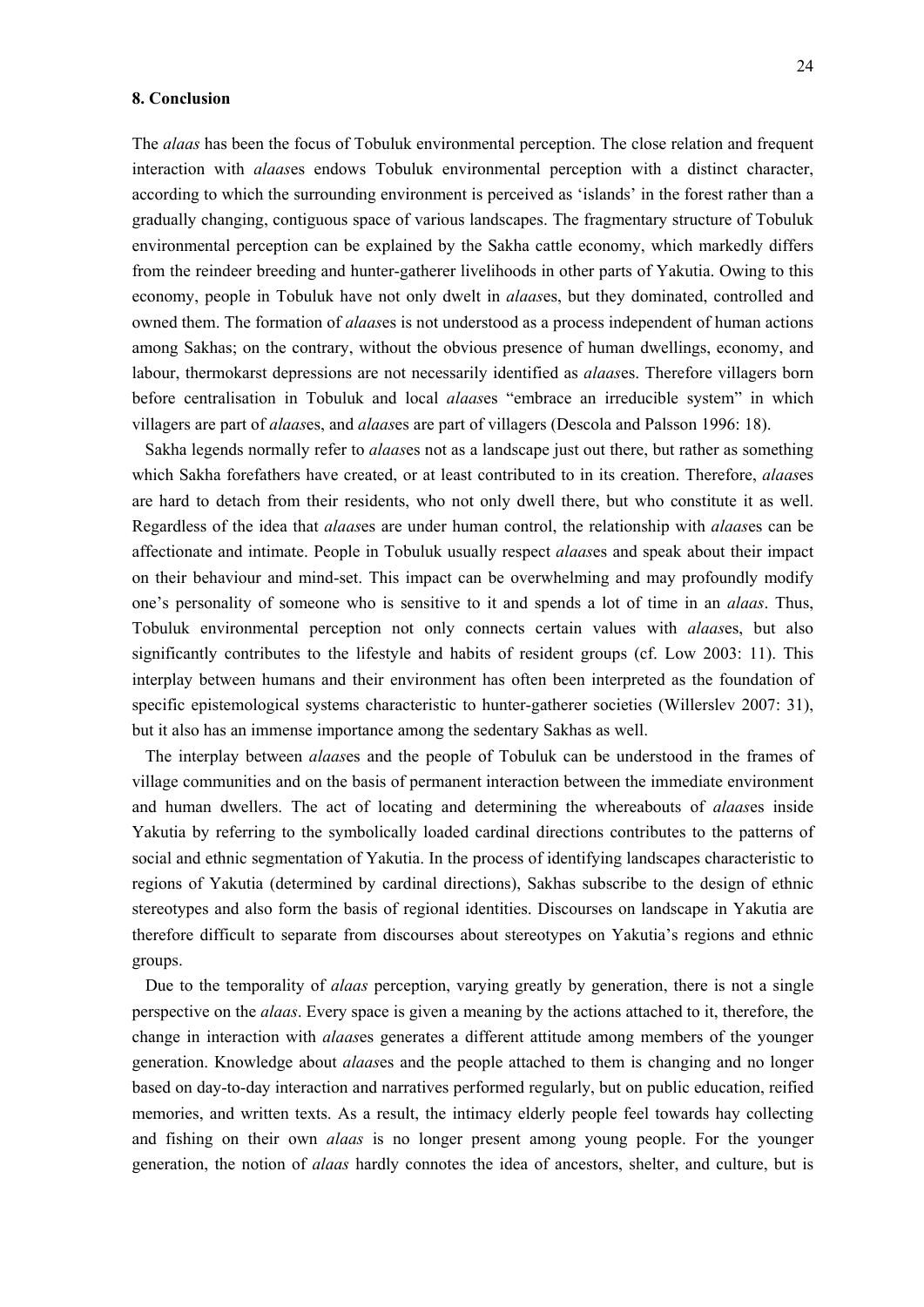## 8. Conclusion

The *alaas* has been the focus of Tobuluk environmental perception. The close relation and frequent interaction with *alaas*es endows Tobuluk environmental perception with a distinct character, according to which the surrounding environment is perceived as 'islands' in the forest rather than a gradually changing, contiguous space of various landscapes. The fragmentary structure of Tobuluk environmental perception can be explained by the Sakha cattle economy, which markedly differs from the reindeer breeding and hunter-gatherer livelihoods in other parts of Yakutia. Owing to this economy, people in Tobuluk have not only dwelt in *alaas*es, but they dominated, controlled and owned them. The formation of *alaas*es is not understood as a process independent of human actions among Sakhas; on the contrary, without the obvious presence of human dwellings, economy, and labour, thermokarst depressions are not necessarily identified as *alaas*es. Therefore villagers born before centralisation in Tobuluk and local *alaas*es "embrace an irreducible system" in which villagers are part of *alaas*es, and *alaas*es are part of villagers (Descola and Palsson 1996: 18).

Sakha legends normally refer to *alaas*es not as a landscape just out there, but rather as something which Sakha forefathers have created, or at least contributed to in its creation. Therefore, *alaas*es are hard to detach from their residents, who not only dwell there, but who constitute it as well. Regardless of the idea that *alaas*es are under human control, the relationship with *alaas*es can be affectionate and intimate. People in Tobuluk usually respect *alaas*es and speak about their impact on their behaviour and mind-set. This impact can be overwhelming and may profoundly modify one's personality of someone who is sensitive to it and spends a lot of time in an *alaas*. Thus, Tobuluk environmental perception not only connects certain values with *alaas*es, but also significantly contributes to the lifestyle and habits of resident groups (cf. Low 2003: 11). This interplay between humans and their environment has often been interpreted as the foundation of specific epistemological systems characteristic to hunter-gatherer societies (Willerslev 2007: 31), but it also has an immense importance among the sedentary Sakhas as well.

The interplay between *alaas*es and the people of Tobuluk can be understood in the frames of village communities and on the basis of permanent interaction between the immediate environment and human dwellers. The act of locating and determining the whereabouts of *alaas*es inside Yakutia by referring to the symbolically loaded cardinal directions contributes to the patterns of social and ethnic segmentation of Yakutia. In the process of identifying landscapes characteristic to regions of Yakutia (determined by cardinal directions), Sakhas subscribe to the design of ethnic stereotypes and also form the basis of regional identities. Discourses on landscape in Yakutia are therefore difficult to separate from discourses about stereotypes on Yakutia's regions and ethnic groups.

Due to the temporality of *alaas* perception, varying greatly by generation, there is not a single perspective on the *alaas*. Every space is given a meaning by the actions attached to it, therefore, the change in interaction with *alaas*es generates a different attitude among members of the younger generation. Knowledge about *alaas*es and the people attached to them is changing and no longer based on day-to-day interaction and narratives performed regularly, but on public education, reified memories, and written texts. As a result, the intimacy elderly people feel towards hay collecting and fishing on their own *alaas* is no longer present among young people. For the younger generation, the notion of *alaas* hardly connotes the idea of ancestors, shelter, and culture, but is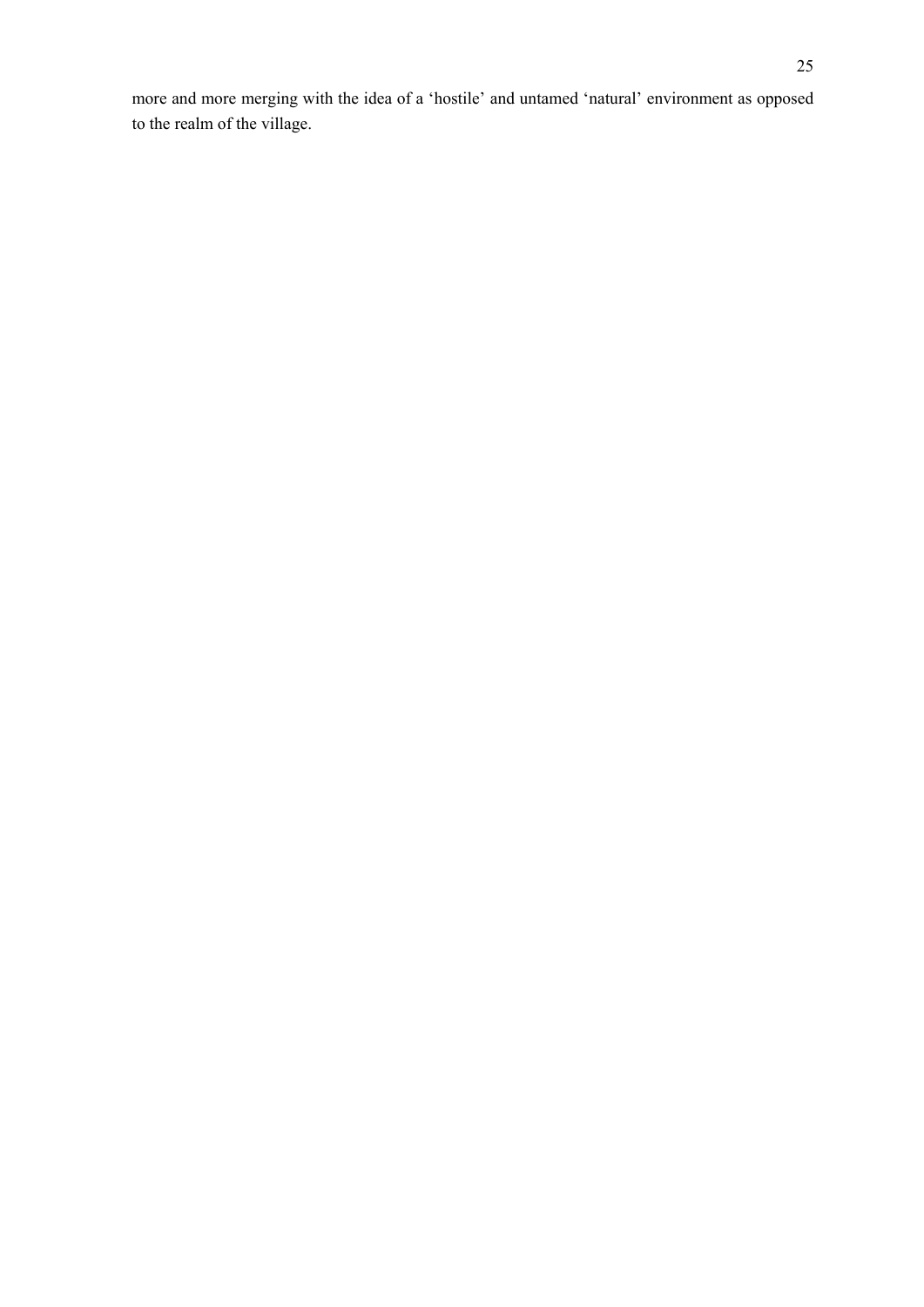more and more merging with the idea of a ‘hostile’ and untamed ‘natural’ environment as opposed to the realm of the village.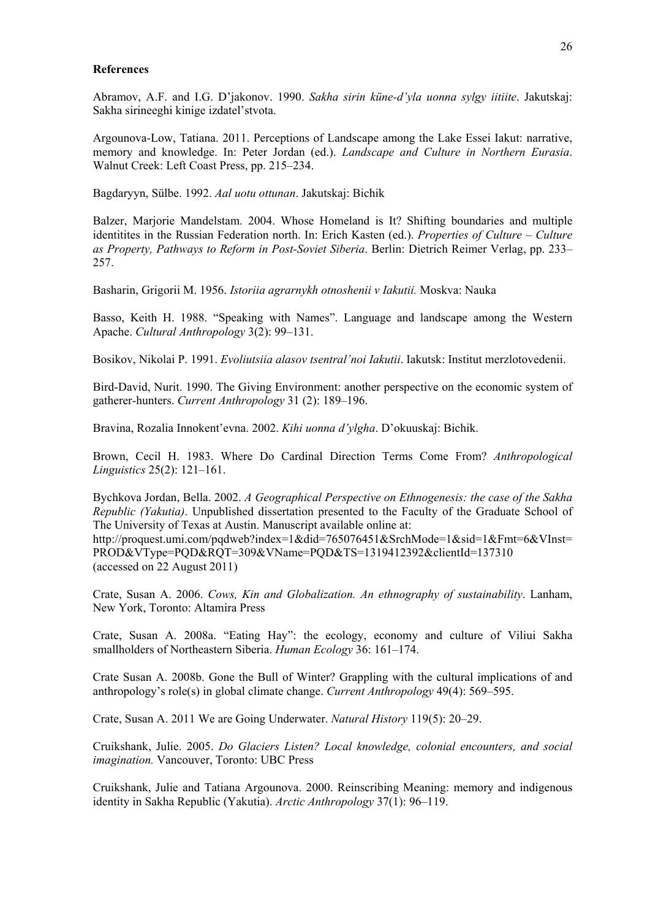**References**

Abramov, A.F. and I.G. D'jakonov. 1990. *Sakha sirin küne-d'yla uonna sylgy iitiite*. Jakutskaj: Sakha sirineeghi kinige izdatel'stvota.

Argounova-Low, Tatiana. 2011. Perceptions of Landscape among the Lake Essei Iakut: narrative, memory and knowledge. In: Peter Jordan (ed.). *Landscape and Culture in Northern Eurasia*. Walnut Creek: Left Coast Press, pp. 215–234.

Bagdaryyn, Sülbe. 1992. *Aal uotu ottunan*. Jakutskaj: Bichik

Balzer, Marjorie Mandelstam. 2004. Whose Homeland is It? Shifting boundaries and multiple identitites in the Russian Federation north. In: Erich Kasten (ed.). *Properties of Culture – Culture as Property, Pathways to Reform in Post-Soviet Siberia*. Berlin: Dietrich Reimer Verlag, pp. 233–257.

Basharin, Grigorii M. 1956. *Istoriia agrarnykh otnoshenii v Iakutii.* Moskva: Nauka

Basso, Keith H. 1988. "Speaking with Names". Language and landscape among the Western Apache. *Cultural Anthropology* 3(2): 99–131.

Bosikov, Nikolai P. 1991. *Evoliutsiia alasov tsentral'noi Iakutii*. Iakutsk: Institut merzlotovedenii.

Bird-David, Nurit. 1990. The Giving Environment: another perspective on the economic system of gatherer-hunters. *Current Anthropology* 31 (2): 189–196.

Bravina, Rozalia Innokent'evna. 2002. *Kihi uonna d'ylgha*. D'okuuskaj: Bichik.

Brown, Cecil H. 1983. Where Do Cardinal Direction Terms Come From? *Anthropological Linguistics* 25(2): 121–161.

Bychkova Jordan, Bella. 2002. *A Geographical Perspective on Ethnogenesis: the case of the Sakha Republic (Yakutia)*. Unpublished dissertation presented to the Faculty of the Graduate School of The University of Texas at Austin. Manuscript available online at: http://proquest.umi.com/pqdweb?index=1&did=765076451&SrchMode=1&sid=1&Fmt=6&VInst=PROD&VType=PQD&RQT=309&VName=PQD&TS=1319412392&clientId=137310 (accessed on 22 August 2011)

Crate, Susan A. 2006. *Cows, Kin and Globalization. An ethnography of sustainability*. Lanham, New York, Toronto: Altamira Press

Crate, Susan A. 2008a. "Eating Hay": the ecology, economy and culture of Viliui Sakha smallholders of Northeastern Siberia. *Human Ecology* 36: 161–174.

Crate Susan A. 2008b. Gone the Bull of Winter? Grappling with the cultural implications of and anthropology's role(s) in global climate change. *Current Anthropology* 49(4): 569–595.

Crate, Susan A. 2011 We are Going Underwater. *Natural History* 119(5): 20–29.

Cruikshank, Julie. 2005. *Do Glaciers Listen? Local knowledge, colonial encounters, and social imagination.* Vancouver, Toronto: UBC Press

Cruikshank, Julie and Tatiana Argounova. 2000. Reinscribing Meaning: memory and indigenous identity in Sakha Republic (Yakutia). *Arctic Anthropology* 37(1): 96–119.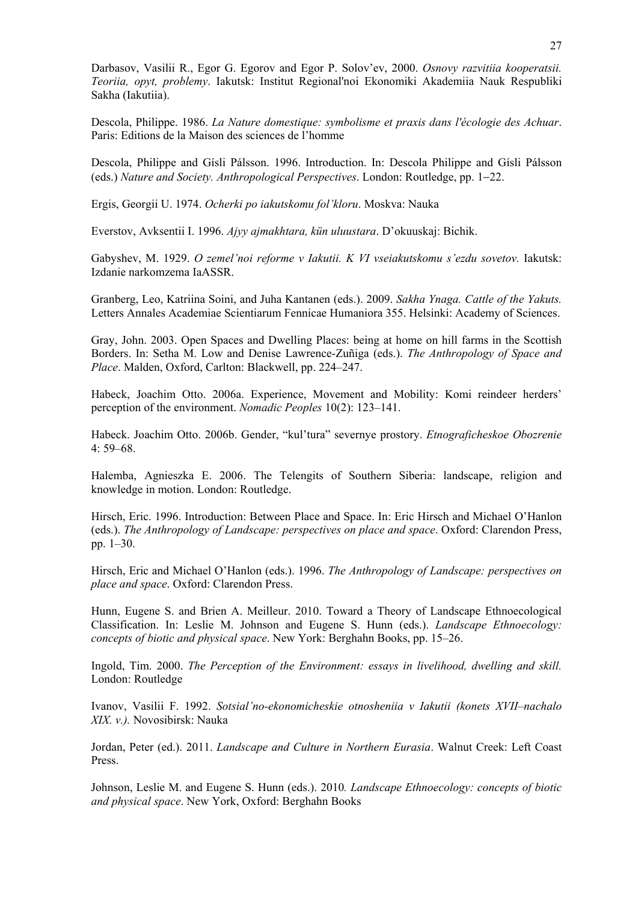Darbasov, Vasilii R., Egor G. Egorov and Egor P. Solov'ev, 2000. *Osnovy razvitiia kooperatsii. Teoriia, opyt, problemy*. Iakutsk: Institut Regional'noi Ekonomiki Akademiia Nauk Respubliki Sakha (Iakutiia).

Descola, Philippe. 1986. *La Nature domestique: symbolisme et praxis dans l'écologie des Achuar*. Paris: Editions de la Maison des sciences de l'homme

Descola, Philippe and Gísli Pálsson. 1996. Introduction. In: Descola Philippe and Gísli Pálsson (eds.) *Nature and Society. Anthropological Perspectives*. London: Routledge, pp. 1–22.

Ergis, Georgii U. 1974. *Ocherki po iakutskomu fol'kloru*. Moskva: Nauka

Everstov, Avksentii I. 1996. *Ajyy ajmakhtara, kün uluustara*. D'okuuskaj: Bichik.

Gabyshev, M. 1929. *O zemel'noi reforme v Iakutii. K VI vseiakutskomu s'ezdu sovetov.* Iakutsk: Izdanie narkomzema IaASSR.

Granberg, Leo, Katriina Soini, and Juha Kantanen (eds.). 2009. *Sakha Ynaga. Cattle of the Yakuts.* Letters Annales Academiae Scientiarum Fennicae Humaniora 355. Helsinki: Academy of Sciences.

Gray, John. 2003. Open Spaces and Dwelling Places: being at home on hill farms in the Scottish Borders. In: Setha M. Low and Denise Lawrence-Zuñiga (eds.). *The Anthropology of Space and Place*. Malden, Oxford, Carlton: Blackwell, pp. 224–247.

Habeck, Joachim Otto. 2006a. Experience, Movement and Mobility: Komi reindeer herders' perception of the environment. *Nomadic Peoples* 10(2): 123–141.

Habeck. Joachim Otto. 2006b. Gender, "kul'tura" severnye prostory. *Etnograficheskoe Obozrenie* 4: 59–68.

Halemba, Agnieszka E. 2006. The Telengits of Southern Siberia: landscape, religion and knowledge in motion. London: Routledge.

Hirsch, Eric. 1996. Introduction: Between Place and Space. In: Eric Hirsch and Michael O'Hanlon (eds.). *The Anthropology of Landscape: perspectives on place and space*. Oxford: Clarendon Press, pp. 1–30.

Hirsch, Eric and Michael O'Hanlon (eds.). 1996. *The Anthropology of Landscape: perspectives on place and space*. Oxford: Clarendon Press.

Hunn, Eugene S. and Brien A. Meilleur. 2010. Toward a Theory of Landscape Ethnoecological Classification. In: Leslie M. Johnson and Eugene S. Hunn (eds.). *Landscape Ethnoecology: concepts of biotic and physical space*. New York: Berghahn Books, pp. 15–26.

Ingold, Tim. 2000. *The Perception of the Environment: essays in livelihood, dwelling and skill.* London: Routledge

Ivanov, Vasilii F. 1992. *Sotsial'no-ekonomicheskie otnosheniia v Iakutii (konets XVII–nachalo XIX. v.).* Novosibirsk: Nauka

Jordan, Peter (ed.). 2011. *Landscape and Culture in Northern Eurasia*. Walnut Creek: Left Coast Press.

Johnson, Leslie M. and Eugene S. Hunn (eds.). 2010. *Landscape Ethnoecology: concepts of biotic and physical space*. New York, Oxford: Berghahn Books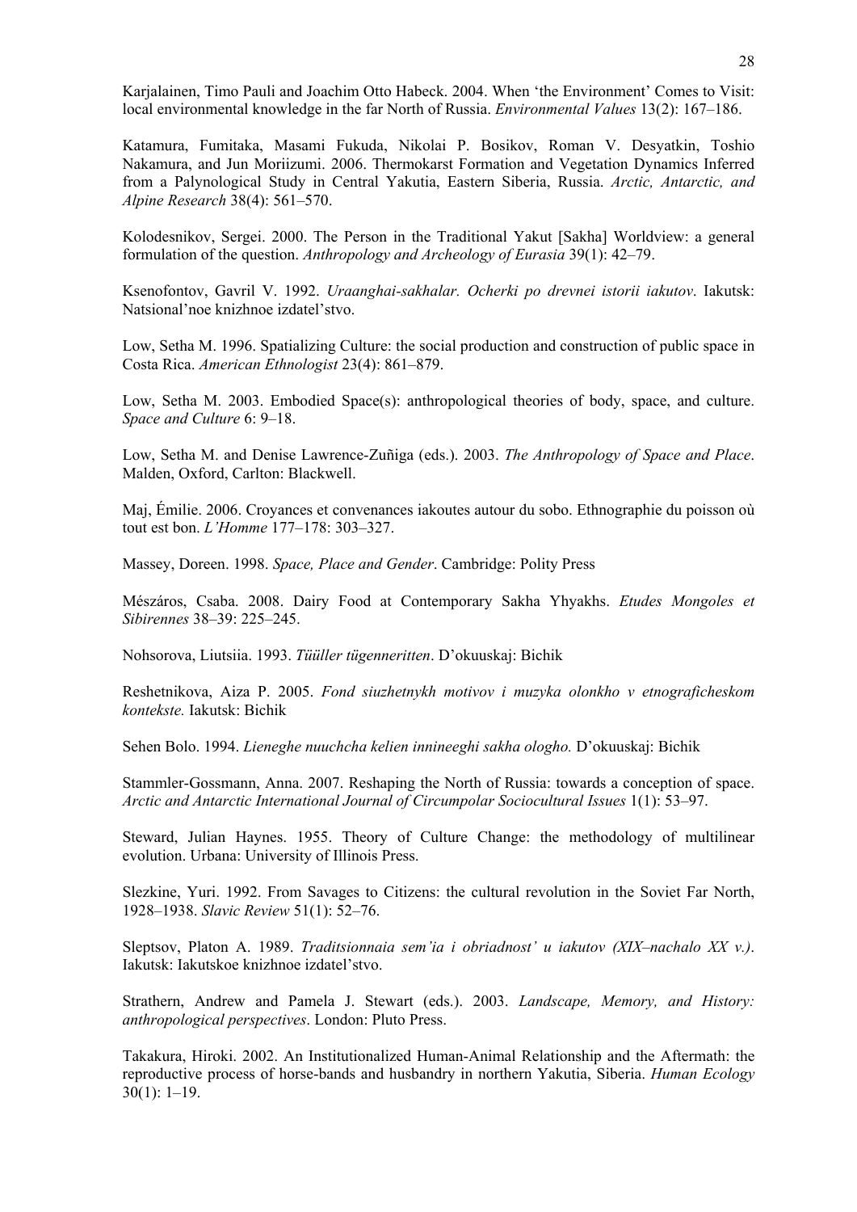Karjalainen, Timo Pauli and Joachim Otto Habeck. 2004. When 'the Environment' Comes to Visit: local environmental knowledge in the far North of Russia. *Environmental Values* 13(2): 167–186.

Katamura, Fumitaka, Masami Fukuda, Nikolai P. Bosikov, Roman V. Desyatkin, Toshio Nakamura, and Jun Moriizumi. 2006. Thermokarst Formation and Vegetation Dynamics Inferred from a Palynological Study in Central Yakutia, Eastern Siberia, Russia. *Arctic, Antarctic, and Alpine Research* 38(4): 561–570.

Kolodesnikov, Sergei. 2000. The Person in the Traditional Yakut [Sakha] Worldview: a general formulation of the question. *Anthropology and Archeology of Eurasia* 39(1): 42–79.

Ksenofontov, Gavril V. 1992. *Uraanghai-sakhalar. Ocherki po drevnei istorii iakutov*. Iakutsk: Natsional'noe knizhnoe izdatel'stvo.

Low, Setha M. 1996. Spatializing Culture: the social production and construction of public space in Costa Rica. *American Ethnologist* 23(4): 861–879.

Low, Setha M. 2003. Embodied Space(s): anthropological theories of body, space, and culture. *Space and Culture* 6: 9–18.

Low, Setha M. and Denise Lawrence-Zuñiga (eds.). 2003. *The Anthropology of Space and Place*. Malden, Oxford, Carlton: Blackwell.

Maj, Émilie. 2006. Croyances et convenances iakoutes autour du sobo. Ethnographie du poisson où tout est bon. *L'Homme* 177–178: 303–327.

Massey, Doreen. 1998. *Space, Place and Gender*. Cambridge: Polity Press

Mészáros, Csaba. 2008. Dairy Food at Contemporary Sakha Yhyakhs. *Etudes Mongoles et Sibirennes* 38–39: 225–245.

Nohsorova, Liutsiia. 1993. *Tüüller tügenneritten*. D'okuuskaj: Bichik

Reshetnikova, Aiza P. 2005. *Fond siuzhetnykh motivov i muzyka olonkho v etnograficheskom kontekste.* Iakutsk: Bichik

Sehen Bolo. 1994. *Lieneghe nuuchcha kelien innineeghi sakha ologho.* D'okuuskaj: Bichik

Stammler-Gossmann, Anna. 2007. Reshaping the North of Russia: towards a conception of space. *Arctic and Antarctic International Journal of Circumpolar Sociocultural Issues* 1(1): 53–97.

Steward, Julian Haynes. 1955. Theory of Culture Change: the methodology of multilinear evolution. Urbana: University of Illinois Press.

Slezkine, Yuri. 1992. From Savages to Citizens: the cultural revolution in the Soviet Far North, 1928–1938. *Slavic Review* 51(1): 52–76.

Sleptsov, Platon A. 1989. *Traditsionnaia sem'ia i obriadnost' u iakutov (XIX–nachalo XX v.)*. Iakutsk: Iakutskoe knizhnoe izdatel'stvo.

Strathern, Andrew and Pamela J. Stewart (eds.). 2003. *Landscape, Memory, and History: anthropological perspectives*. London: Pluto Press.

Takakura, Hiroki. 2002. An Institutionalized Human-Animal Relationship and the Aftermath: the reproductive process of horse-bands and husbandry in northern Yakutia, Siberia. *Human Ecology* 30(1): 1–19.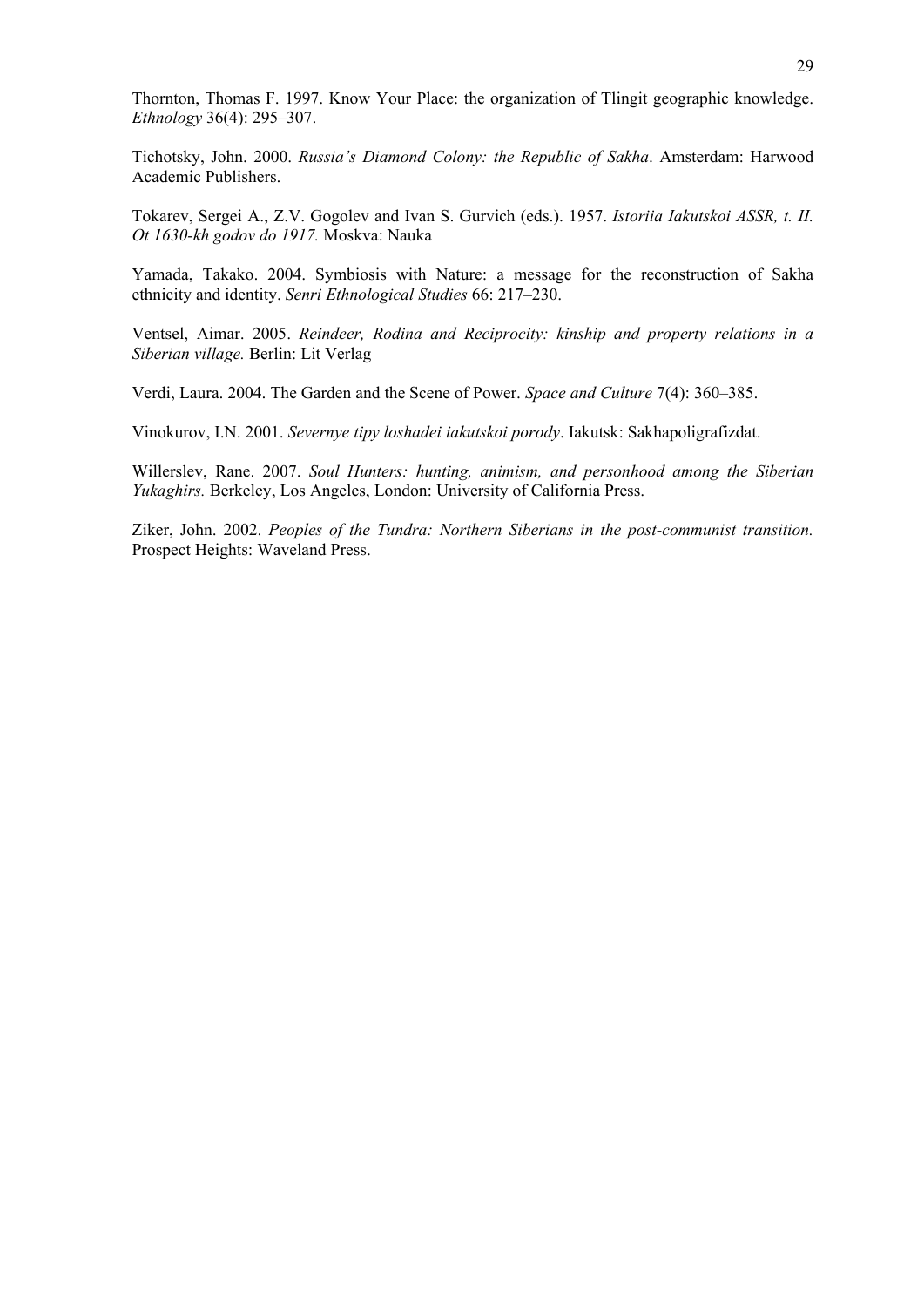Thornton, Thomas F. 1997. Know Your Place: the organization of Tlingit geographic knowledge. *Ethnology* 36(4): 295–307.

Tichotsky, John. 2000. *Russia's Diamond Colony: the Republic of Sakha*. Amsterdam: Harwood Academic Publishers.

Tokarev, Sergei A., Z.V. Gogolev and Ivan S. Gurvich (eds.). 1957. *Istoriia Iakutskoi ASSR, t. II. Ot 1630-kh godov do 1917.* Moskva: Nauka

Yamada, Takako. 2004. Symbiosis with Nature: a message for the reconstruction of Sakha ethnicity and identity. *Senri Ethnological Studies* 66: 217–230.

Ventsel, Aimar. 2005. *Reindeer, Rodina and Reciprocity: kinship and property relations in a Siberian village.* Berlin: Lit Verlag

Verdi, Laura. 2004. The Garden and the Scene of Power. *Space and Culture* 7(4): 360–385.

Vinokurov, I.N. 2001. *Severnye tipy loshadei iakutskoi porody*. Iakutsk: Sakhapoligrafizdat.

Willerslev, Rane. 2007. *Soul Hunters: hunting, animism, and personhood among the Siberian Yukaghirs.* Berkeley, Los Angeles, London: University of California Press.

Ziker, John. 2002. *Peoples of the Tundra: Northern Siberians in the post-communist transition.* Prospect Heights: Waveland Press.